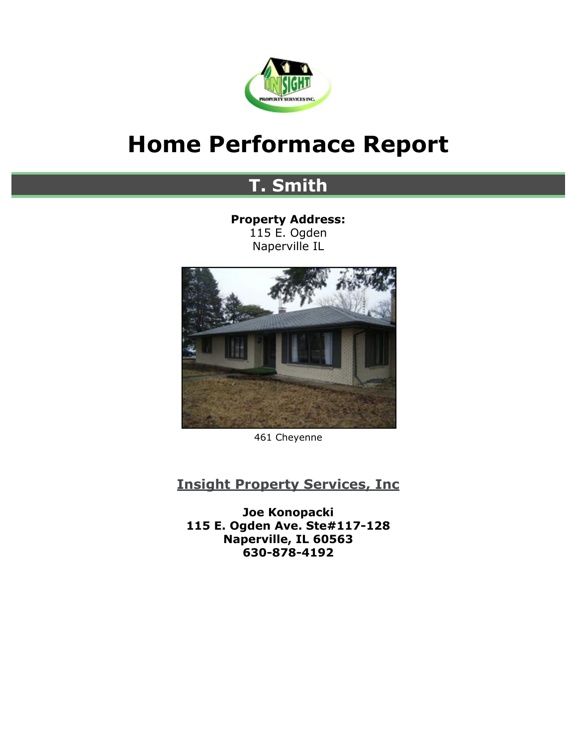# Home Performace Report

## T. Smith

**Property Address:**
115 E. Ogden
Naperville IL

461 Cheyenne

**Insight Property Services, Inc**

**Joe Konopacki**
**115 E. Ogden Ave. Ste#117-128**
**Naperville, IL 60563**
**630-878-4192**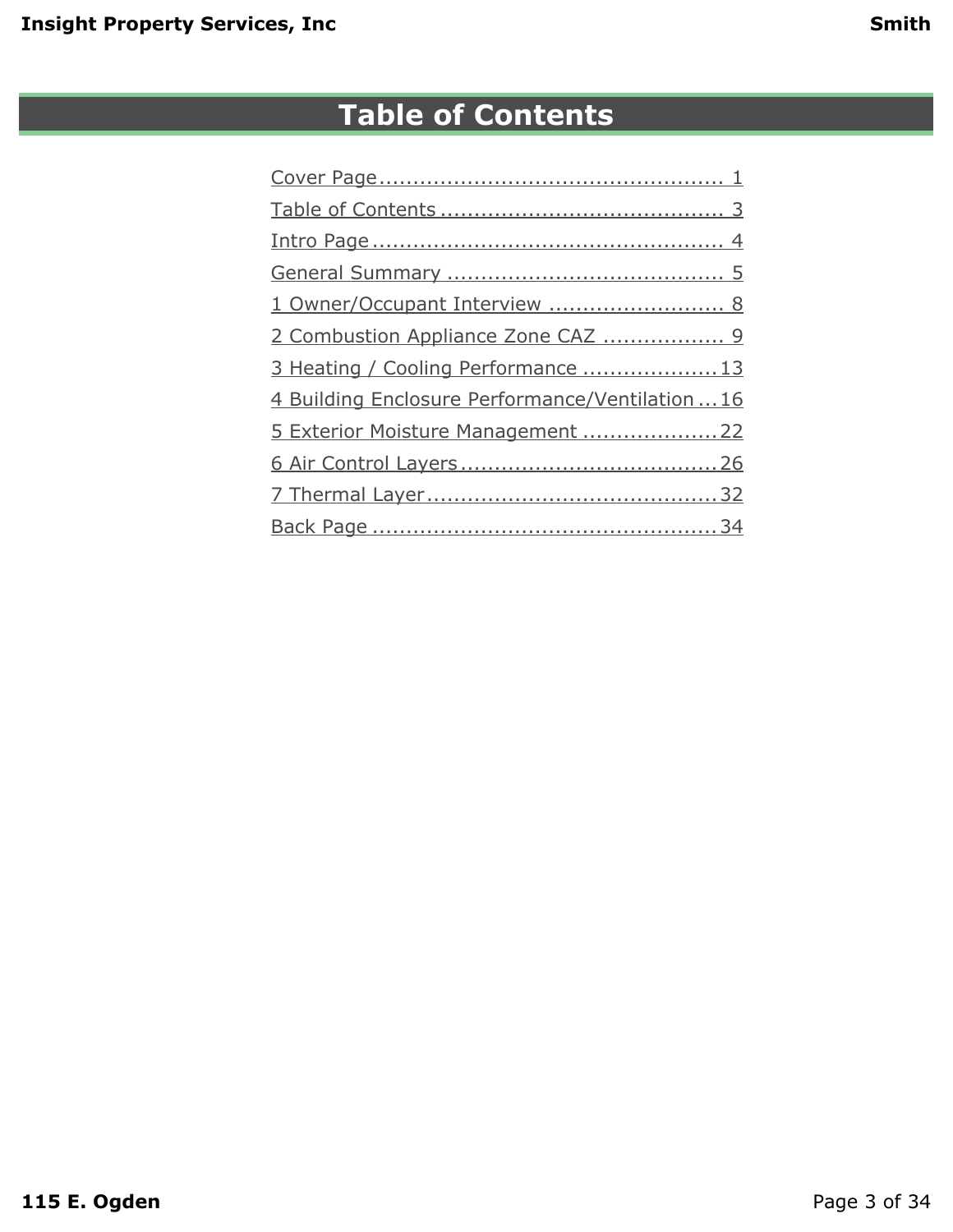# Table of Contents

- Cover Page .................................................. 1
- Table of Contents .......................................... 3
- Intro Page .................................................... 4
- General Summary .......................................... 5
- 1 Owner/Occupant Interview .......................... 8
- 2 Combustion Appliance Zone CAZ .................. 9
- 3 Heating / Cooling Performance .................... 13
- 4 Building Enclosure Performance/Ventilation ... 16
- 5 Exterior Moisture Management .................... 22
- 6 Air Control Layers ...................................... 26
- 7 Thermal Layer ............................................ 32
- Back Page .................................................... 34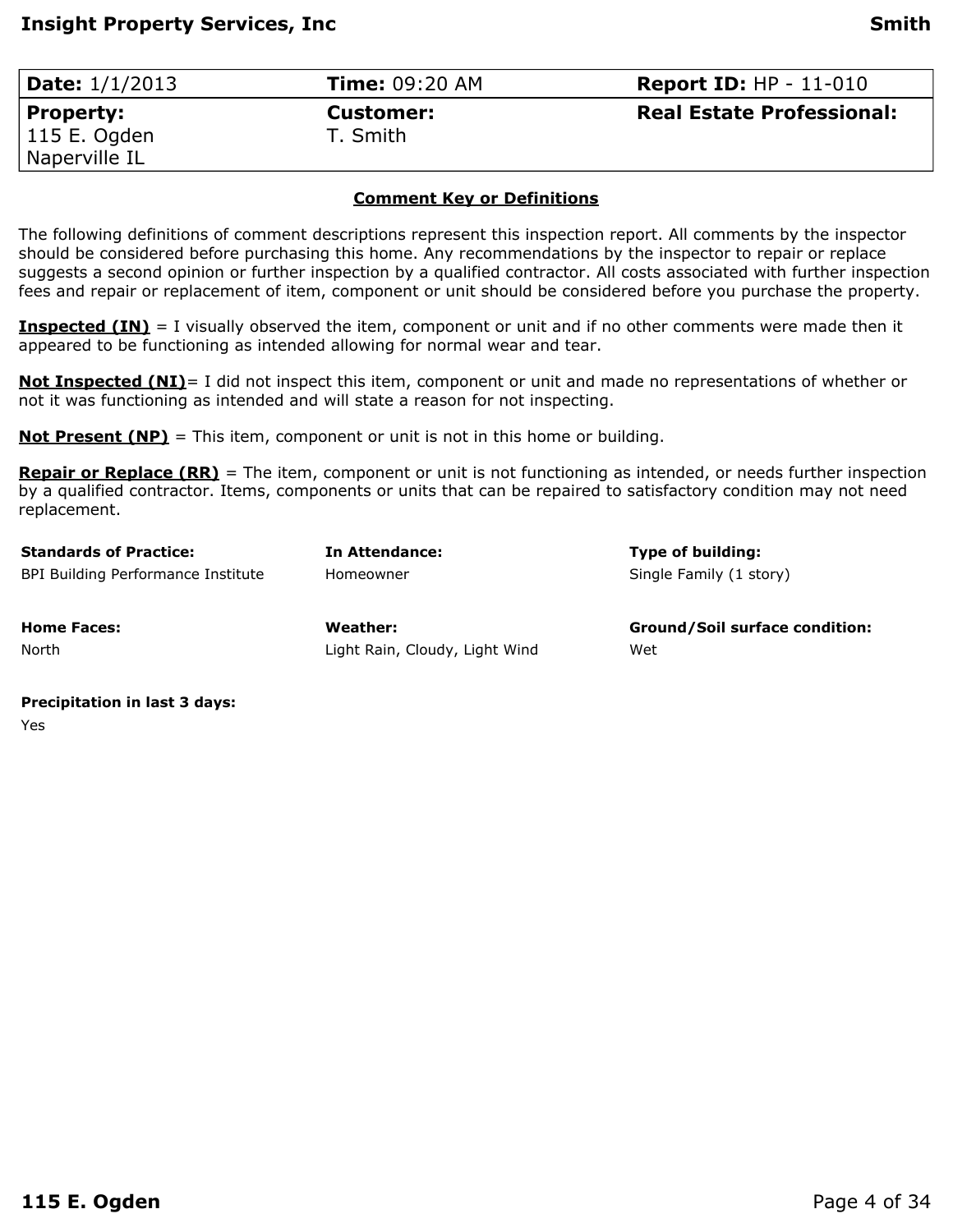| **Date:** 1/1/2013 | **Time:** 09:20 AM | **Report ID:** HP - 11-010 |
|---|---|---|
| **Property:** 115 E. Ogden Naperville IL | **Customer:** T. Smith | **Real Estate Professional:** |

## Comment Key or Definitions

The following definitions of comment descriptions represent this inspection report. All comments by the inspector should be considered before purchasing this home. Any recommendations by the inspector to repair or replace suggests a second opinion or further inspection by a qualified contractor. All costs associated with further inspection fees and repair or replacement of item, component or unit should be considered before you purchase the property.

**Inspected (IN)** = I visually observed the item, component or unit and if no other comments were made then it appeared to be functioning as intended allowing for normal wear and tear.

**Not Inspected (NI)**= I did not inspect this item, component or unit and made no representations of whether or not it was functioning as intended and will state a reason for not inspecting.

**Not Present (NP)** = This item, component or unit is not in this home or building.

**Repair or Replace (RR)** = The item, component or unit is not functioning as intended, or needs further inspection by a qualified contractor. Items, components or units that can be repaired to satisfactory condition may not need replacement.

**Standards of Practice:**
BPI Building Performance Institute

**In Attendance:**
Homeowner

**Type of building:**
Single Family (1 story)

**Home Faces:**
North

**Weather:**
Light Rain, Cloudy, Light Wind

**Ground/Soil surface condition:**
Wet

**Precipitation in last 3 days:**
Yes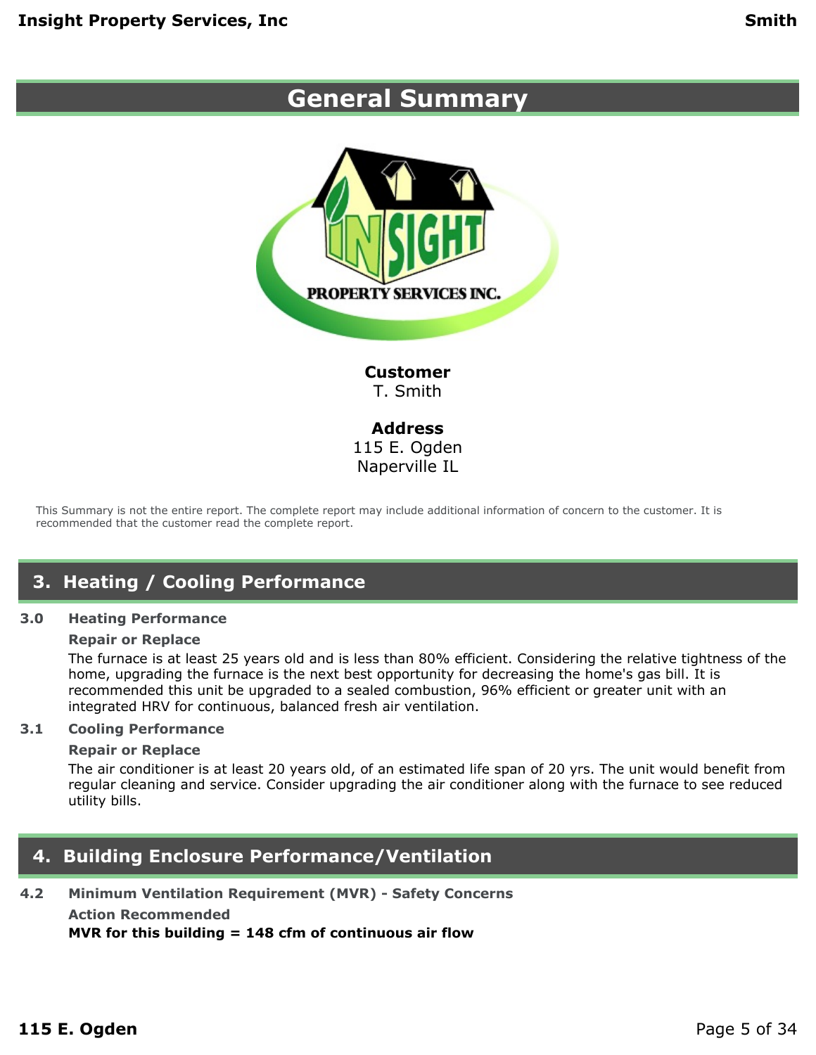# General Summary

**Customer**
T. Smith

**Address**
115 E. Ogden
Naperville IL

This Summary is not the entire report. The complete report may include additional information of concern to the customer. It is recommended that the customer read the complete report.

## 3. Heating / Cooling Performance

### 3.0 Heating Performance

**Repair or Replace**

The furnace is at least 25 years old and is less than 80% efficient. Considering the relative tightness of the home, upgrading the furnace is the next best opportunity for decreasing the home's gas bill. It is recommended this unit be upgraded to a sealed combustion, 96% efficient or greater unit with an integrated HRV for continuous, balanced fresh air ventilation.

### 3.1 Cooling Performance

**Repair or Replace**

The air conditioner is at least 20 years old, of an estimated life span of 20 yrs. The unit would benefit from regular cleaning and service. Consider upgrading the air conditioner along with the furnace to see reduced utility bills.

## 4. Building Enclosure Performance/Ventilation

### 4.2 Minimum Ventilation Requirement (MVR) - Safety Concerns

**Action Recommended**

**MVR for this building = 148 cfm of continuous air flow**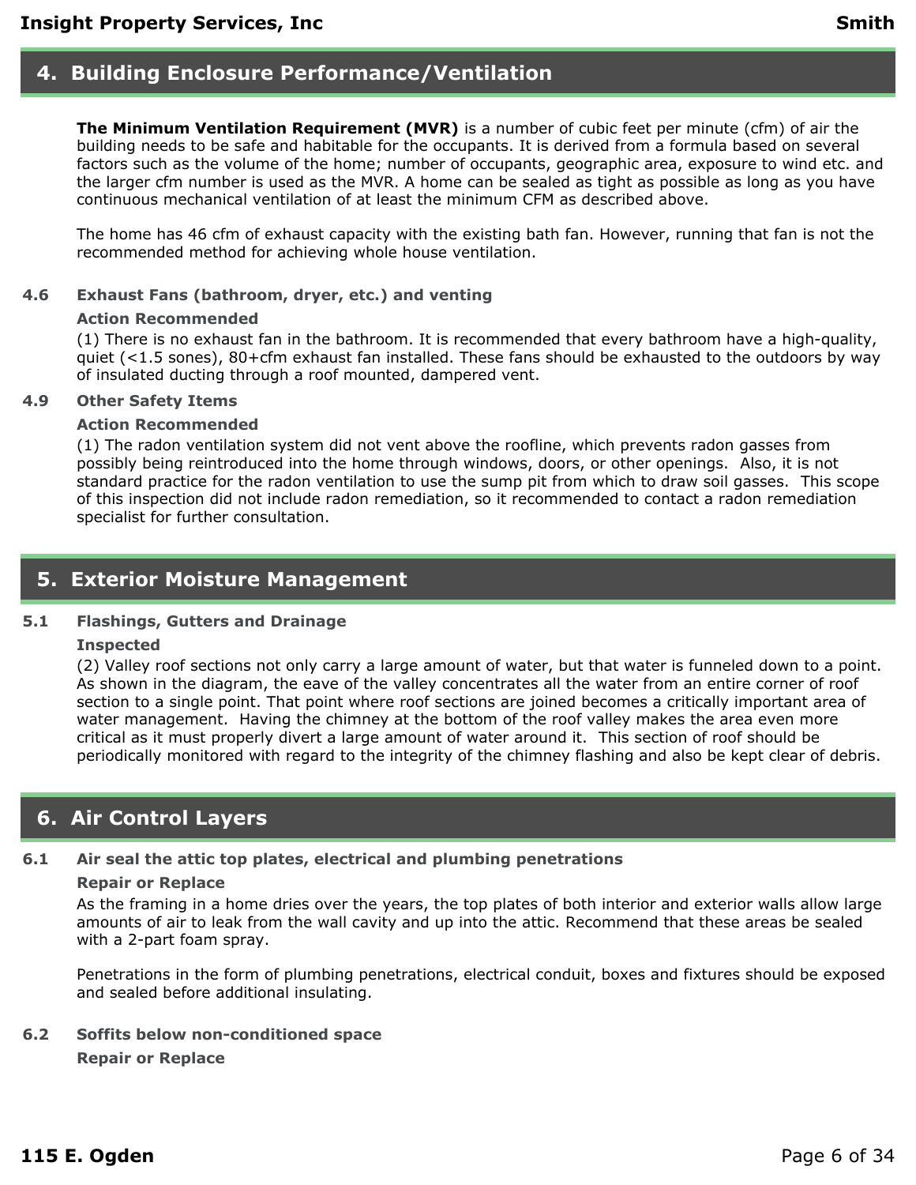## 4. Building Enclosure Performance/Ventilation

**The Minimum Ventilation Requirement (MVR)** is a number of cubic feet per minute (cfm) of air the building needs to be safe and habitable for the occupants. It is derived from a formula based on several factors such as the volume of the home; number of occupants, geographic area, exposure to wind etc. and the larger cfm number is used as the MVR. A home can be sealed as tight as possible as long as you have continuous mechanical ventilation of at least the minimum CFM as described above.

The home has 46 cfm of exhaust capacity with the existing bath fan. However, running that fan is not the recommended method for achieving whole house ventilation.

### 4.6 Exhaust Fans (bathroom, dryer, etc.) and venting

**Action Recommended**

(1) There is no exhaust fan in the bathroom. It is recommended that every bathroom have a high-quality, quiet (<1.5 sones), 80+cfm exhaust fan installed. These fans should be exhausted to the outdoors by way of insulated ducting through a roof mounted, dampered vent.

### 4.9 Other Safety Items

**Action Recommended**

(1) The radon ventilation system did not vent above the roofline, which prevents radon gasses from possibly being reintroduced into the home through windows, doors, or other openings. Also, it is not standard practice for the radon ventilation to use the sump pit from which to draw soil gasses. This scope of this inspection did not include radon remediation, so it recommended to contact a radon remediation specialist for further consultation.

## 5. Exterior Moisture Management

### 5.1 Flashings, Gutters and Drainage

**Inspected**

(2) Valley roof sections not only carry a large amount of water, but that water is funneled down to a point. As shown in the diagram, the eave of the valley concentrates all the water from an entire corner of roof section to a single point. That point where roof sections are joined becomes a critically important area of water management. Having the chimney at the bottom of the roof valley makes the area even more critical as it must properly divert a large amount of water around it. This section of roof should be periodically monitored with regard to the integrity of the chimney flashing and also be kept clear of debris.

## 6. Air Control Layers

### 6.1 Air seal the attic top plates, electrical and plumbing penetrations

**Repair or Replace**

As the framing in a home dries over the years, the top plates of both interior and exterior walls allow large amounts of air to leak from the wall cavity and up into the attic. Recommend that these areas be sealed with a 2-part foam spray.

Penetrations in the form of plumbing penetrations, electrical conduit, boxes and fixtures should be exposed and sealed before additional insulating.

### 6.2 Soffits below non-conditioned space

**Repair or Replace**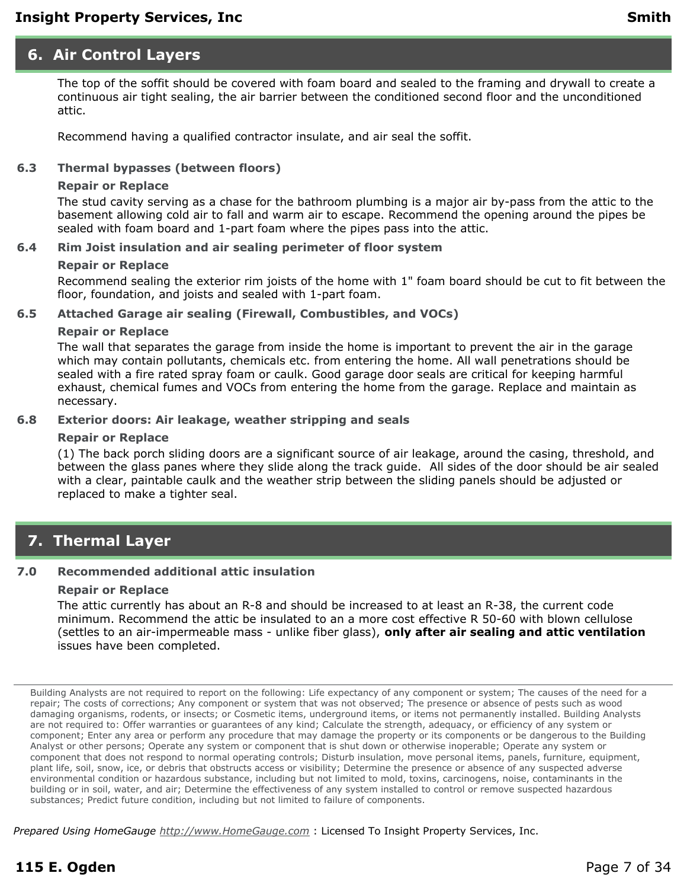## 6. Air Control Layers

The top of the soffit should be covered with foam board and sealed to the framing and drywall to create a continuous air tight sealing, the air barrier between the conditioned second floor and the unconditioned attic.

Recommend having a qualified contractor insulate, and air seal the soffit.

### 6.3 Thermal bypasses (between floors)

**Repair or Replace**

The stud cavity serving as a chase for the bathroom plumbing is a major air by-pass from the attic to the basement allowing cold air to fall and warm air to escape. Recommend the opening around the pipes be sealed with foam board and 1-part foam where the pipes pass into the attic.

### 6.4 Rim Joist insulation and air sealing perimeter of floor system

**Repair or Replace**

Recommend sealing the exterior rim joists of the home with 1" foam board should be cut to fit between the floor, foundation, and joists and sealed with 1-part foam.

### 6.5 Attached Garage air sealing (Firewall, Combustibles, and VOCs)

**Repair or Replace**

The wall that separates the garage from inside the home is important to prevent the air in the garage which may contain pollutants, chemicals etc. from entering the home. All wall penetrations should be sealed with a fire rated spray foam or caulk. Good garage door seals are critical for keeping harmful exhaust, chemical fumes and VOCs from entering the home from the garage. Replace and maintain as necessary.

### 6.8 Exterior doors: Air leakage, weather stripping and seals

**Repair or Replace**

(1) The back porch sliding doors are a significant source of air leakage, around the casing, threshold, and between the glass panes where they slide along the track guide. All sides of the door should be air sealed with a clear, paintable caulk and the weather strip between the sliding panels should be adjusted or replaced to make a tighter seal.

## 7. Thermal Layer

### 7.0 Recommended additional attic insulation

**Repair or Replace**

The attic currently has about an R-8 and should be increased to at least an R-38, the current code minimum. Recommend the attic be insulated to an a more cost effective R 50-60 with blown cellulose (settles to an air-impermeable mass - unlike fiber glass), **only after air sealing and attic ventilation** issues have been completed.

---

Building Analysts are not required to report on the following: Life expectancy of any component or system; The causes of the need for a repair; The costs of corrections; Any component or system that was not observed; The presence or absence of pests such as wood damaging organisms, rodents, or insects; or Cosmetic items, underground items, or items not permanently installed. Building Analysts are not required to: Offer warranties or guarantees of any kind; Calculate the strength, adequacy, or efficiency of any system or component; Enter any area or perform any procedure that may damage the property or its components or be dangerous to the Building Analyst or other persons; Operate any system or component that is shut down or otherwise inoperable; Operate any system or component that does not respond to normal operating controls; Disturb insulation, move personal items, panels, furniture, equipment, plant life, soil, snow, ice, or debris that obstructs access or visibility; Determine the presence or absence of any suspected adverse environmental condition or hazardous substance, including but not limited to mold, toxins, carcinogens, noise, contaminants in the building or in soil, water, and air; Determine the effectiveness of any system installed to control or remove suspected hazardous substances; Predict future condition, including but not limited to failure of components.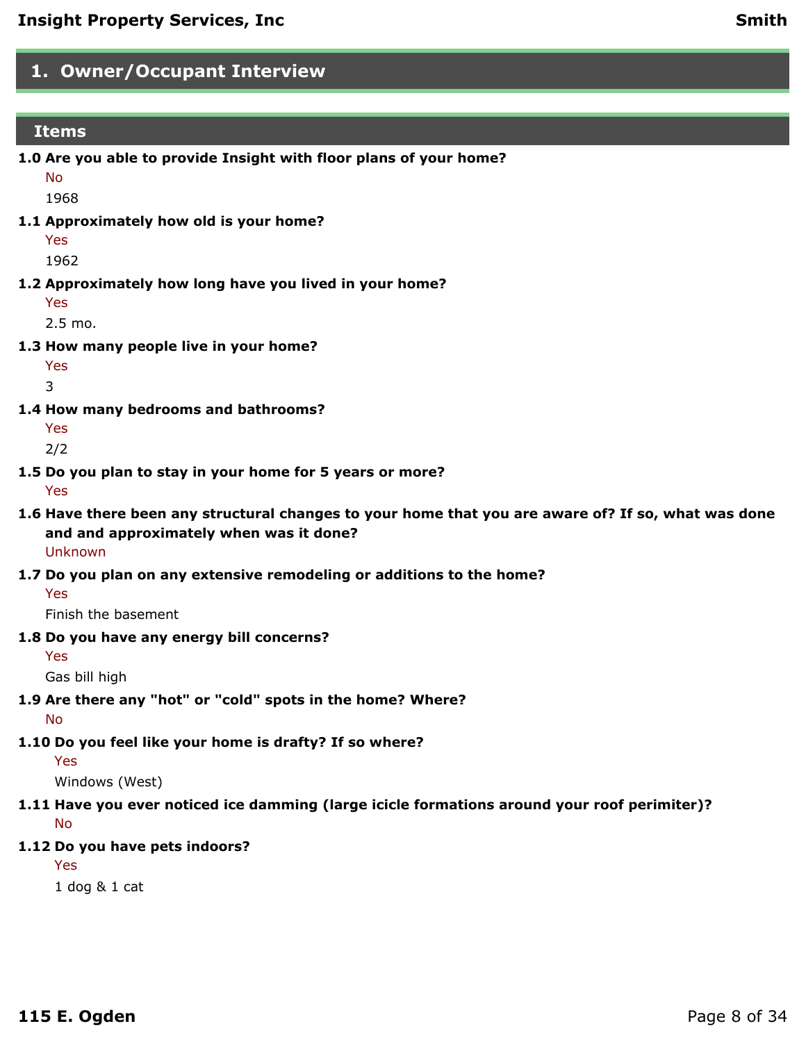## 1. Owner/Occupant Interview

### Items

**1.0 Are you able to provide Insight with floor plans of your home?**

No

1968

**1.1 Approximately how old is your home?**

Yes

1962

**1.2 Approximately how long have you lived in your home?**

Yes

2.5 mo.

**1.3 How many people live in your home?**

Yes

3

**1.4 How many bedrooms and bathrooms?**

Yes

2/2

**1.5 Do you plan to stay in your home for 5 years or more?**

Yes

**1.6 Have there been any structural changes to your home that you are aware of? If so, what was done and and approximately when was it done?**

Unknown

**1.7 Do you plan on any extensive remodeling or additions to the home?**

Yes

Finish the basement

**1.8 Do you have any energy bill concerns?**

Yes

Gas bill high

**1.9 Are there any "hot" or "cold" spots in the home? Where?**

No

**1.10 Do you feel like your home is drafty? If so where?**

Yes

Windows (West)

**1.11 Have you ever noticed ice damming (large icicle formations around your roof perimiter)?**

No

**1.12 Do you have pets indoors?**

Yes

1 dog & 1 cat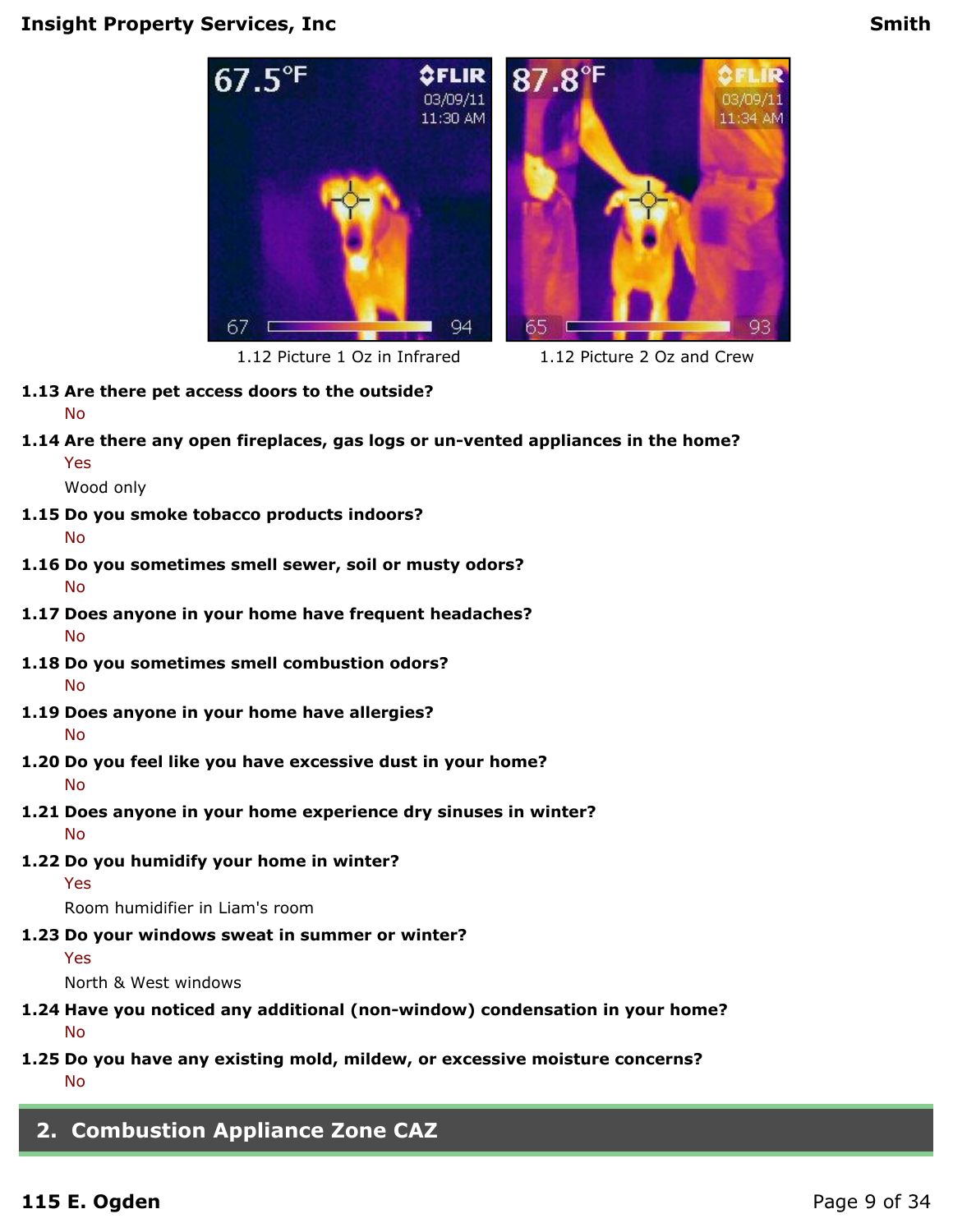1.12 Picture 1 Oz in Infrared

1.12 Picture 2 Oz and Crew

**1.13 Are there pet access doors to the outside?**

No

**1.14 Are there any open fireplaces, gas logs or un-vented appliances in the home?**

Yes

Wood only

**1.15 Do you smoke tobacco products indoors?**

No

**1.16 Do you sometimes smell sewer, soil or musty odors?**

No

**1.17 Does anyone in your home have frequent headaches?**

No

**1.18 Do you sometimes smell combustion odors?**

No

**1.19 Does anyone in your home have allergies?**

No

**1.20 Do you feel like you have excessive dust in your home?**

No

**1.21 Does anyone in your home experience dry sinuses in winter?**

No

**1.22 Do you humidify your home in winter?**

Yes

Room humidifier in Liam's room

**1.23 Do your windows sweat in summer or winter?**

Yes

North & West windows

**1.24 Have you noticed any additional (non-window) condensation in your home?**

No

**1.25 Do you have any existing mold, mildew, or excessive moisture concerns?**

No

## 2. Combustion Appliance Zone CAZ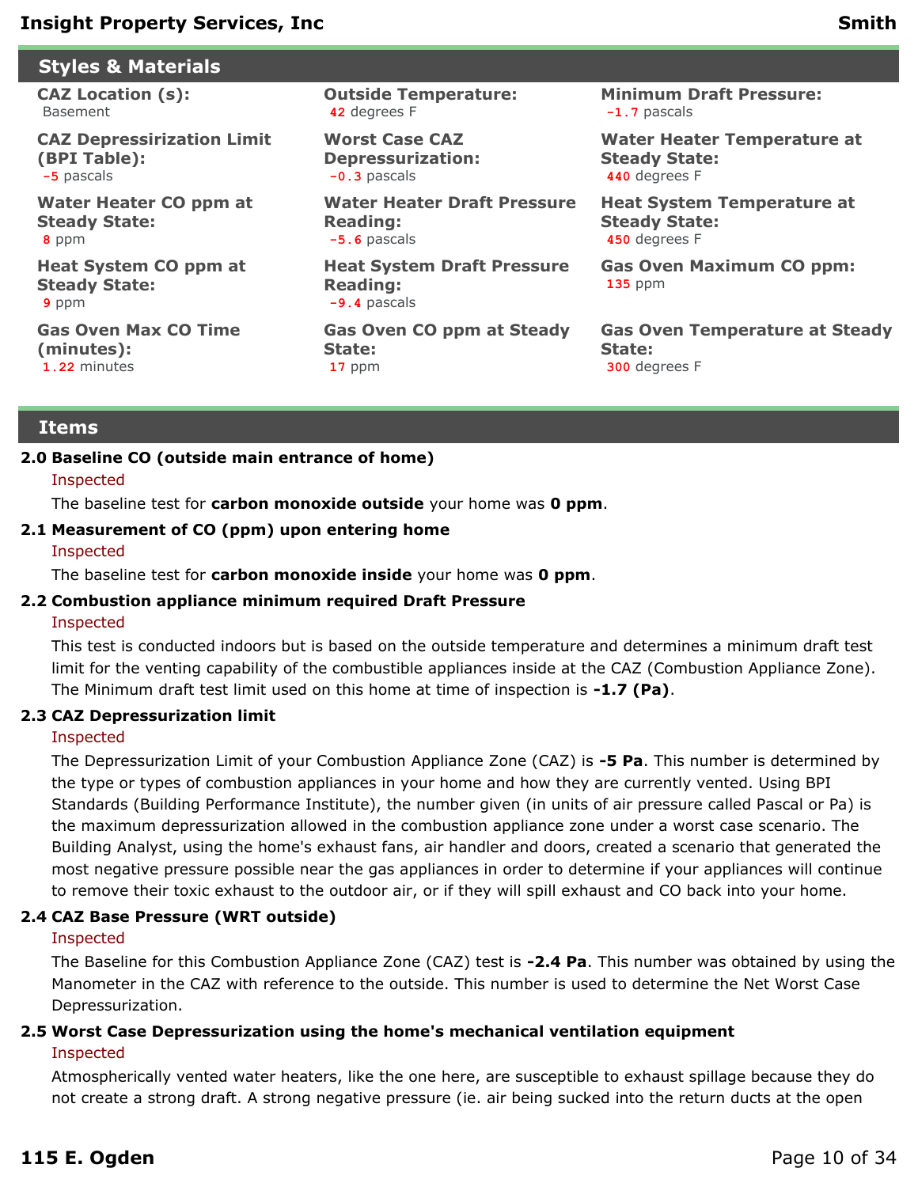## Styles & Materials

**CAZ Location (s):**
Basement

**CAZ Depressirization Limit (BPI Table):**
-5 pascals

**Water Heater CO ppm at Steady State:**
8 ppm

**Heat System CO ppm at Steady State:**
9 ppm

**Gas Oven Max CO Time (minutes):**
1.22 minutes

**Outside Temperature:**
42 degrees F

**Worst Case CAZ Depressurization:**
-0.3 pascals

**Water Heater Draft Pressure Reading:**
-5.6 pascals

**Heat System Draft Pressure Reading:**
-9.4 pascals

**Gas Oven CO ppm at Steady State:**
17 ppm

**Minimum Draft Pressure:**
-1.7 pascals

**Water Heater Temperature at Steady State:**
440 degrees F

**Heat System Temperature at Steady State:**
450 degrees F

**Gas Oven Maximum CO ppm:**
135 ppm

**Gas Oven Temperature at Steady State:**
300 degrees F

## Items

**2.0 Baseline CO (outside main entrance of home)**

Inspected

The baseline test for **carbon monoxide outside** your home was **0 ppm**.

**2.1 Measurement of CO (ppm) upon entering home**

Inspected

The baseline test for **carbon monoxide inside** your home was **0 ppm**.

**2.2 Combustion appliance minimum required Draft Pressure**

Inspected

This test is conducted indoors but is based on the outside temperature and determines a minimum draft test limit for the venting capability of the combustible appliances inside at the CAZ (Combustion Appliance Zone). The Minimum draft test limit used on this home at time of inspection is **-1.7 (Pa)**.

**2.3 CAZ Depressurization limit**

Inspected

The Depressurization Limit of your Combustion Appliance Zone (CAZ) is **-5 Pa**. This number is determined by the type or types of combustion appliances in your home and how they are currently vented. Using BPI Standards (Building Performance Institute), the number given (in units of air pressure called Pascal or Pa) is the maximum depressurization allowed in the combustion appliance zone under a worst case scenario. The Building Analyst, using the home's exhaust fans, air handler and doors, created a scenario that generated the most negative pressure possible near the gas appliances in order to determine if your appliances will continue to remove their toxic exhaust to the outdoor air, or if they will spill exhaust and CO back into your home.

**2.4 CAZ Base Pressure (WRT outside)**

Inspected

The Baseline for this Combustion Appliance Zone (CAZ) test is **-2.4 Pa**. This number was obtained by using the Manometer in the CAZ with reference to the outside. This number is used to determine the Net Worst Case Depressurization.

**2.5 Worst Case Depressurization using the home's mechanical ventilation equipment**

Inspected

Atmospherically vented water heaters, like the one here, are susceptible to exhaust spillage because they do not create a strong draft. A strong negative pressure (ie. air being sucked into the return ducts at the open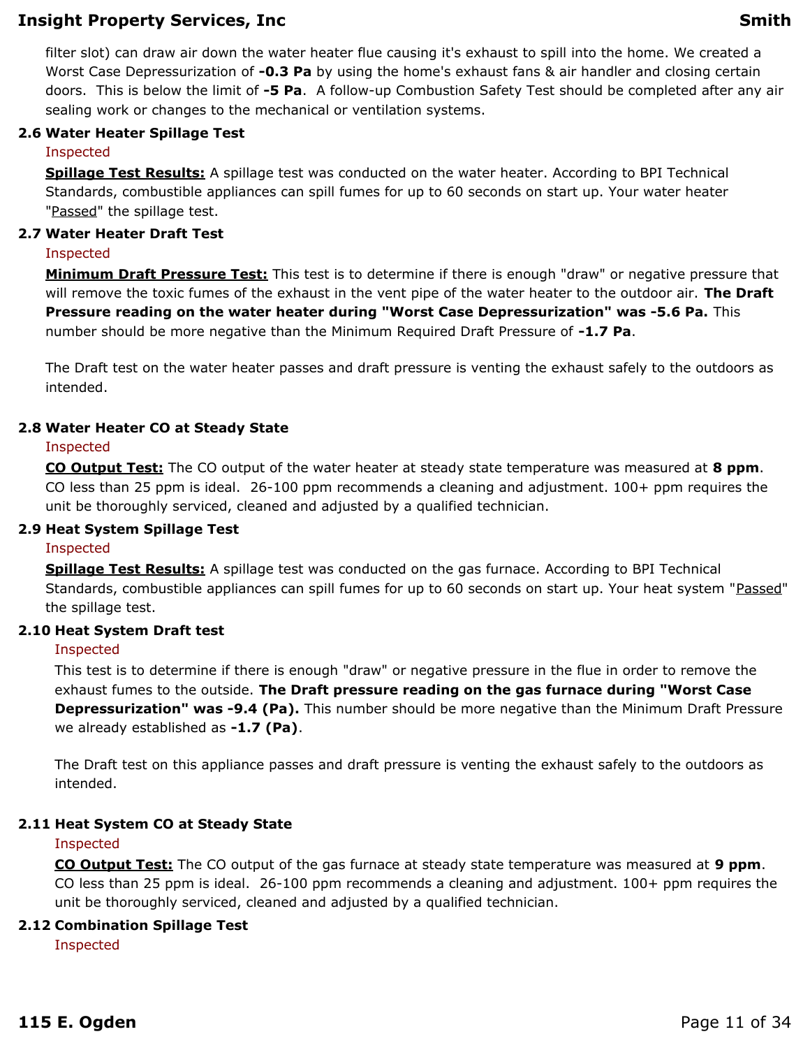filter slot) can draw air down the water heater flue causing it's exhaust to spill into the home. We created a Worst Case Depressurization of **-0.3 Pa** by using the home's exhaust fans & air handler and closing certain doors. This is below the limit of **-5 Pa**. A follow-up Combustion Safety Test should be completed after any air sealing work or changes to the mechanical or ventilation systems.

### 2.6 Water Heater Spillage Test

Inspected

**Spillage Test Results:** A spillage test was conducted on the water heater. According to BPI Technical Standards, combustible appliances can spill fumes for up to 60 seconds on start up. Your water heater "Passed" the spillage test.

### 2.7 Water Heater Draft Test

Inspected

**Minimum Draft Pressure Test:** This test is to determine if there is enough "draw" or negative pressure that will remove the toxic fumes of the exhaust in the vent pipe of the water heater to the outdoor air. **The Draft Pressure reading on the water heater during "Worst Case Depressurization" was -5.6 Pa.** This number should be more negative than the Minimum Required Draft Pressure of **-1.7 Pa**.

The Draft test on the water heater passes and draft pressure is venting the exhaust safely to the outdoors as intended.

### 2.8 Water Heater CO at Steady State

Inspected

**CO Output Test:** The CO output of the water heater at steady state temperature was measured at **8 ppm**. CO less than 25 ppm is ideal. 26-100 ppm recommends a cleaning and adjustment. 100+ ppm requires the unit be thoroughly serviced, cleaned and adjusted by a qualified technician.

### 2.9 Heat System Spillage Test

Inspected

**Spillage Test Results:** A spillage test was conducted on the gas furnace. According to BPI Technical Standards, combustible appliances can spill fumes for up to 60 seconds on start up. Your heat system "Passed" the spillage test.

### 2.10 Heat System Draft test

Inspected

This test is to determine if there is enough "draw" or negative pressure in the flue in order to remove the exhaust fumes to the outside. **The Draft pressure reading on the gas furnace during "Worst Case Depressurization" was -9.4 (Pa).** This number should be more negative than the Minimum Draft Pressure we already established as **-1.7 (Pa)**.

The Draft test on this appliance passes and draft pressure is venting the exhaust safely to the outdoors as intended.

### 2.11 Heat System CO at Steady State

Inspected

**CO Output Test:** The CO output of the gas furnace at steady state temperature was measured at **9 ppm**. CO less than 25 ppm is ideal. 26-100 ppm recommends a cleaning and adjustment. 100+ ppm requires the unit be thoroughly serviced, cleaned and adjusted by a qualified technician.

### 2.12 Combination Spillage Test

Inspected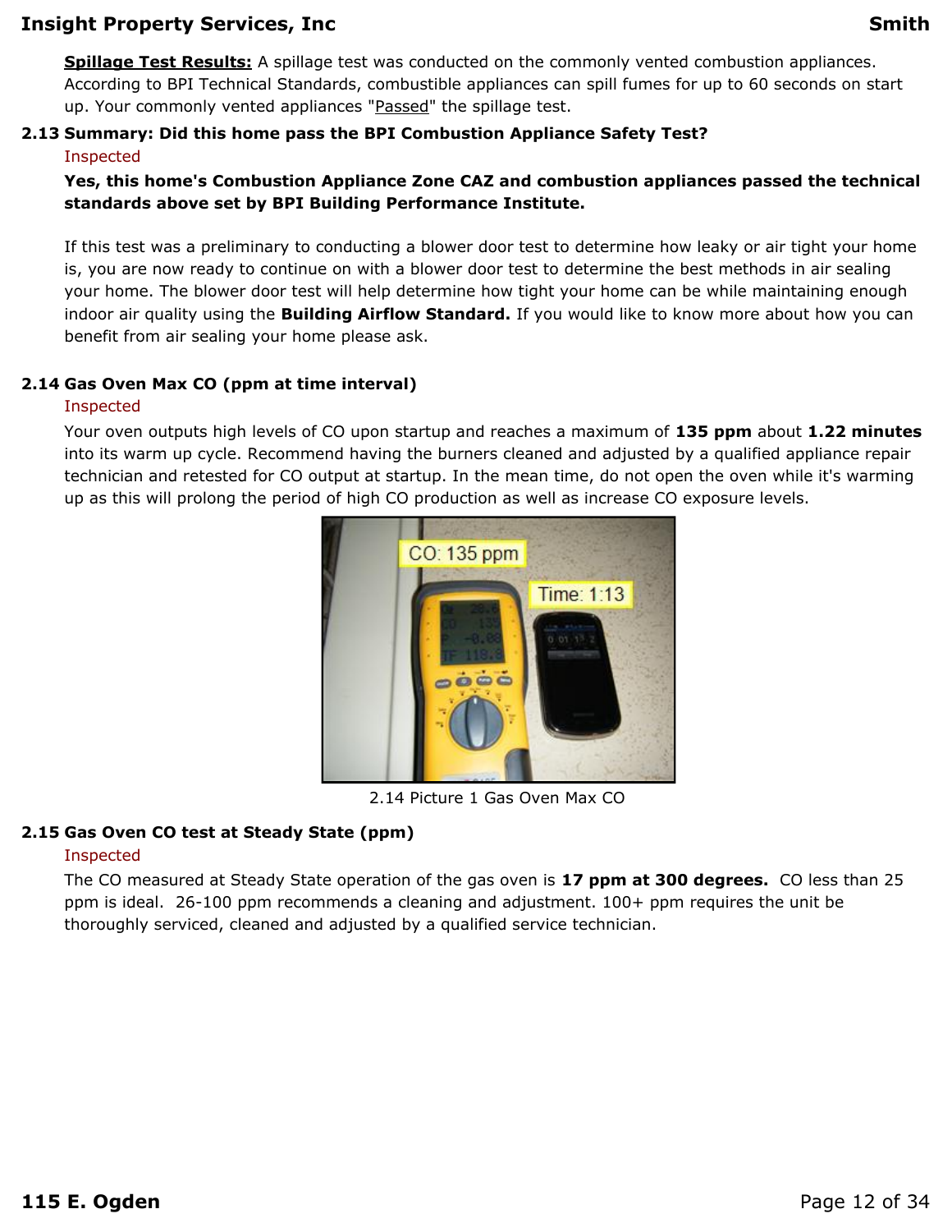**Spillage Test Results:** A spillage test was conducted on the commonly vented combustion appliances. According to BPI Technical Standards, combustible appliances can spill fumes for up to 60 seconds on start up. Your commonly vented appliances "Passed" the spillage test.

### 2.13 Summary: Did this home pass the BPI Combustion Appliance Safety Test?

Inspected

**Yes, this home's Combustion Appliance Zone CAZ and combustion appliances passed the technical standards above set by BPI Building Performance Institute.**

If this test was a preliminary to conducting a blower door test to determine how leaky or air tight your home is, you are now ready to continue on with a blower door test to determine the best methods in air sealing your home. The blower door test will help determine how tight your home can be while maintaining enough indoor air quality using the **Building Airflow Standard.** If you would like to know more about how you can benefit from air sealing your home please ask.

### 2.14 Gas Oven Max CO (ppm at time interval)

Inspected

Your oven outputs high levels of CO upon startup and reaches a maximum of **135 ppm** about **1.22 minutes** into its warm up cycle. Recommend having the burners cleaned and adjusted by a qualified appliance repair technician and retested for CO output at startup. In the mean time, do not open the oven while it's warming up as this will prolong the period of high CO production as well as increase CO exposure levels.

2.14 Picture 1 Gas Oven Max CO

### 2.15 Gas Oven CO test at Steady State (ppm)

Inspected

The CO measured at Steady State operation of the gas oven is **17 ppm at 300 degrees.** CO less than 25 ppm is ideal. 26-100 ppm recommends a cleaning and adjustment. 100+ ppm requires the unit be thoroughly serviced, cleaned and adjusted by a qualified service technician.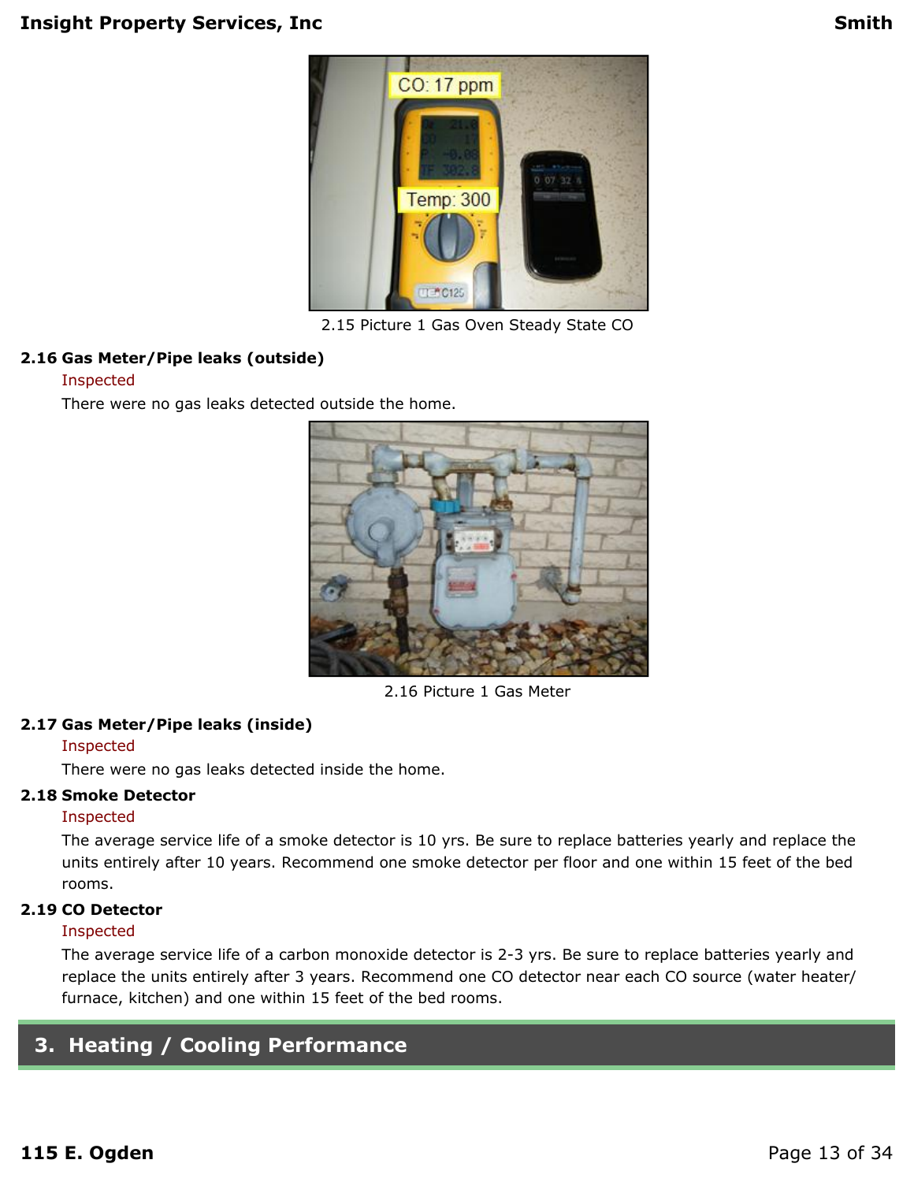2.15 Picture 1 Gas Oven Steady State CO

**2.16 Gas Meter/Pipe leaks (outside)**

Inspected

There were no gas leaks detected outside the home.

2.16 Picture 1 Gas Meter

**2.17 Gas Meter/Pipe leaks (inside)**

Inspected

There were no gas leaks detected inside the home.

**2.18 Smoke Detector**

Inspected

The average service life of a smoke detector is 10 yrs. Be sure to replace batteries yearly and replace the units entirely after 10 years. Recommend one smoke detector per floor and one within 15 feet of the bed rooms.

**2.19 CO Detector**

Inspected

The average service life of a carbon monoxide detector is 2-3 yrs. Be sure to replace batteries yearly and replace the units entirely after 3 years. Recommend one CO detector near each CO source (water heater/ furnace, kitchen) and one within 15 feet of the bed rooms.

## 3. Heating / Cooling Performance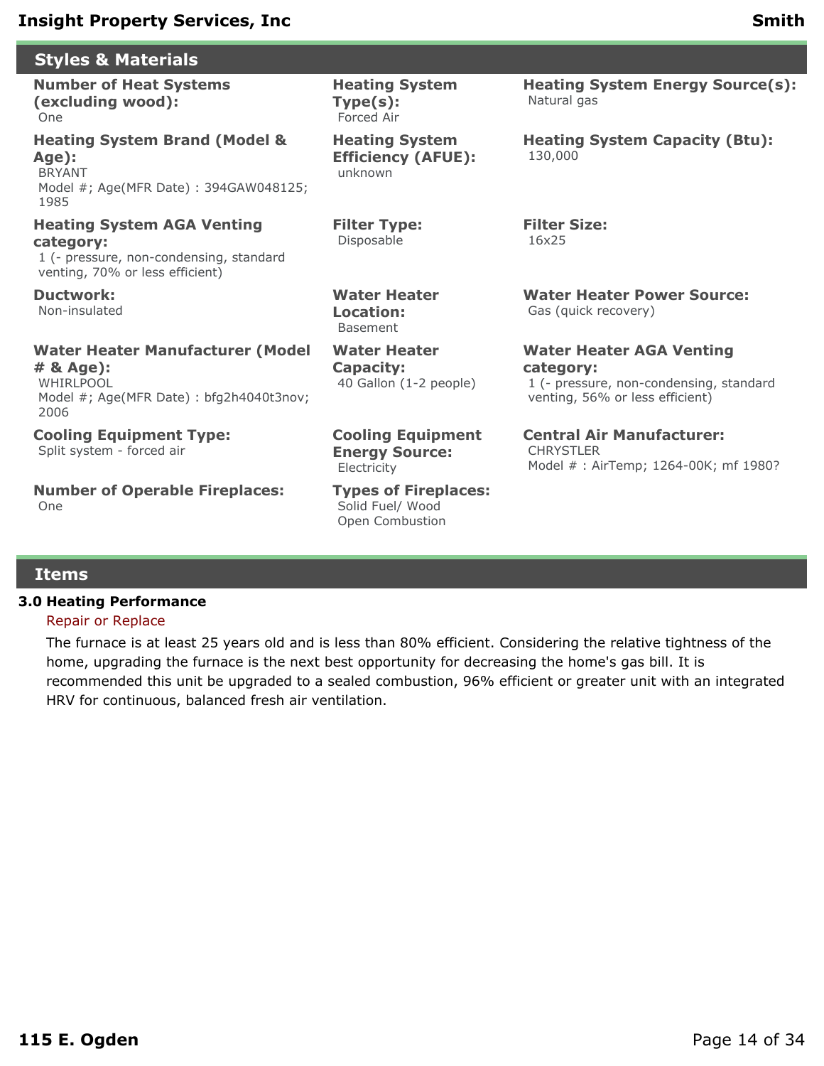## Styles & Materials

**Number of Heat Systems (excluding wood):**
One

**Heating System Type(s):**
Forced Air

**Heating System Energy Source(s):**
Natural gas

**Heating System Brand (Model & Age):**
BRYANT
Model #; Age(MFR Date) : 394GAW048125; 1985

**Heating System Efficiency (AFUE):**
unknown

**Heating System Capacity (Btu):**
130,000

**Heating System AGA Venting category:**
1 (- pressure, non-condensing, standard venting, 70% or less efficient)

**Filter Type:**
Disposable

**Filter Size:**
16x25

**Ductwork:**
Non-insulated

**Water Heater Location:**
Basement

**Water Heater Power Source:**
Gas (quick recovery)

**Water Heater Manufacturer (Model # & Age):**
WHIRLPOOL
Model #; Age(MFR Date) : bfg2h4040t3nov; 2006

**Water Heater Capacity:**
40 Gallon (1-2 people)

**Water Heater AGA Venting category:**
1 (- pressure, non-condensing, standard venting, 56% or less efficient)

**Cooling Equipment Type:**
Split system - forced air

**Cooling Equipment Energy Source:**
Electricity

**Central Air Manufacturer:**
CHRYSTLER
Model # : AirTemp; 1264-00K; mf 1980?

**Number of Operable Fireplaces:**
One

**Types of Fireplaces:**
Solid Fuel/ Wood
Open Combustion

## Items

### 3.0 Heating Performance

Repair or Replace

The furnace is at least 25 years old and is less than 80% efficient. Considering the relative tightness of the home, upgrading the furnace is the next best opportunity for decreasing the home's gas bill. It is recommended this unit be upgraded to a sealed combustion, 96% efficient or greater unit with an integrated HRV for continuous, balanced fresh air ventilation.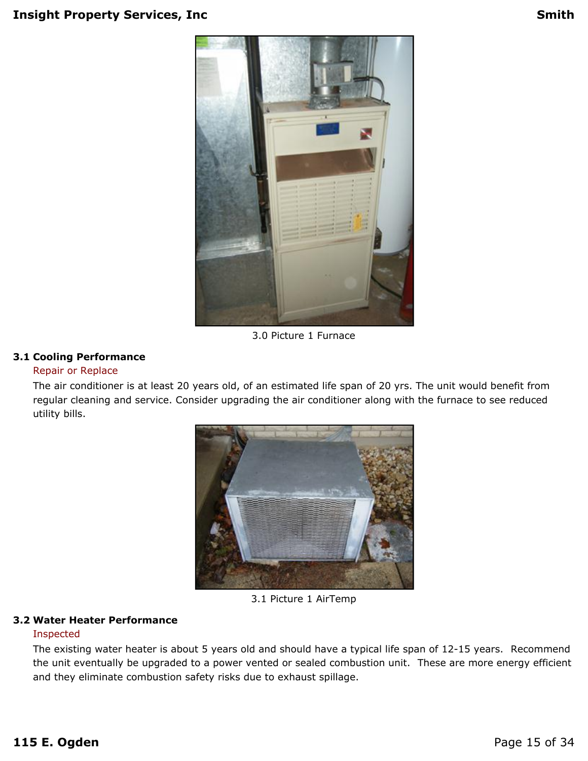3.0 Picture 1 Furnace

### 3.1 Cooling Performance

Repair or Replace

The air conditioner is at least 20 years old, of an estimated life span of 20 yrs. The unit would benefit from regular cleaning and service. Consider upgrading the air conditioner along with the furnace to see reduced utility bills.

3.1 Picture 1 AirTemp

### 3.2 Water Heater Performance

Inspected

The existing water heater is about 5 years old and should have a typical life span of 12-15 years. Recommend the unit eventually be upgraded to a power vented or sealed combustion unit. These are more energy efficient and they eliminate combustion safety risks due to exhaust spillage.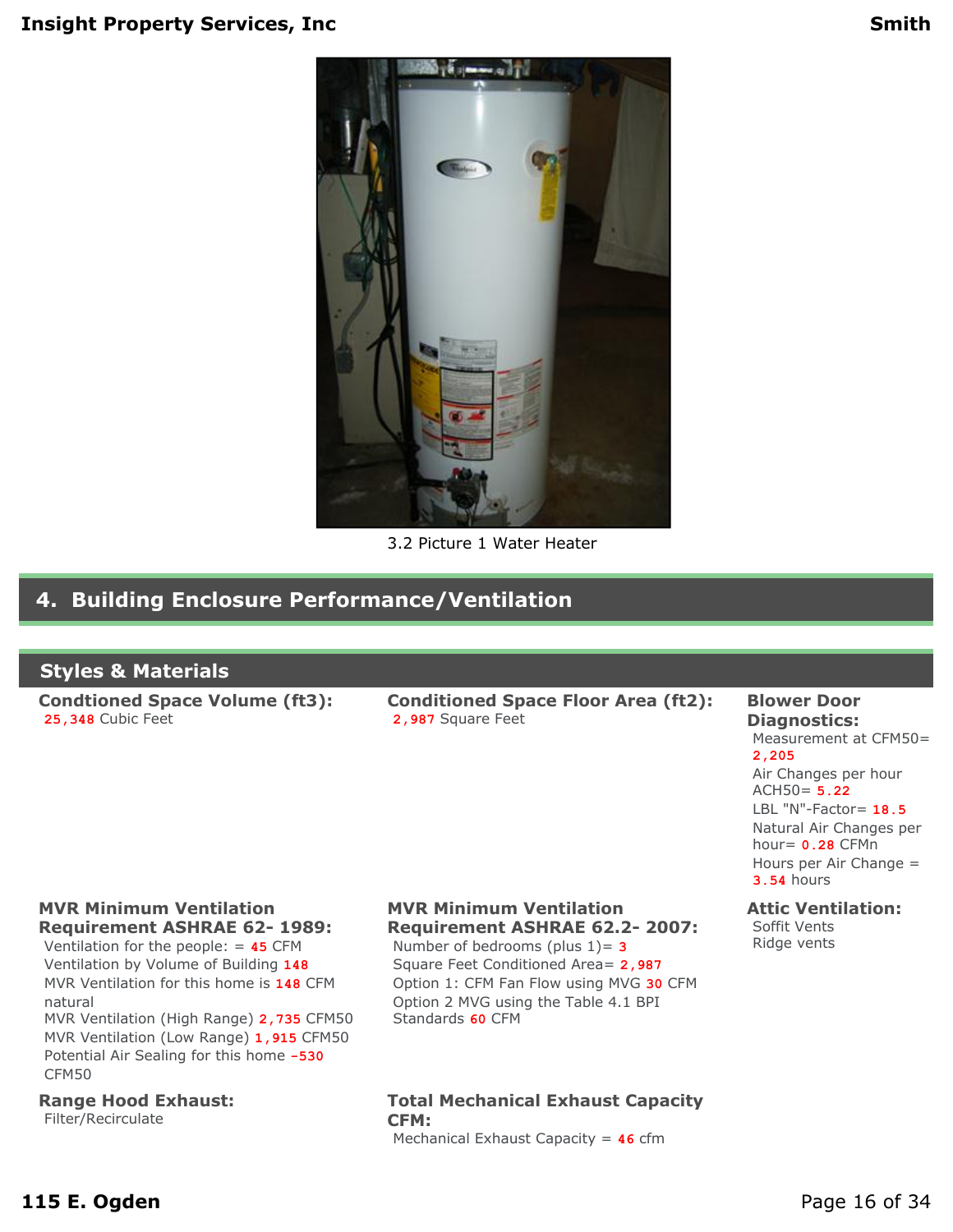3.2 Picture 1 Water Heater

## 4. Building Enclosure Performance/Ventilation

### Styles & Materials

**Condtioned Space Volume (ft3):**
25,348 Cubic Feet

**Conditioned Space Floor Area (ft2):**
2,987 Square Feet

**Blower Door Diagnostics:**
Measurement at CFM50= 2,205
Air Changes per hour ACH50= 5.22
LBL "N"-Factor= 18.5
Natural Air Changes per hour= 0.28 CFMn
Hours per Air Change = 3.54 hours

**MVR Minimum Ventilation Requirement ASHRAE 62- 1989:**
Ventilation for the people: = 45 CFM
Ventilation by Volume of Building 148
MVR Ventilation for this home is 148 CFM natural
MVR Ventilation (High Range) 2,735 CFM50
MVR Ventilation (Low Range) 1,915 CFM50
Potential Air Sealing for this home -530 CFM50

**MVR Minimum Ventilation Requirement ASHRAE 62.2- 2007:**
Number of bedrooms (plus 1)= 3
Square Feet Conditioned Area= 2,987
Option 1: CFM Fan Flow using MVG 30 CFM
Option 2 MVG using the Table 4.1 BPI Standards 60 CFM

**Attic Ventilation:**
Soffit Vents
Ridge vents

**Range Hood Exhaust:**
Filter/Recirculate

**Total Mechanical Exhaust Capacity CFM:**
Mechanical Exhaust Capacity = 46 cfm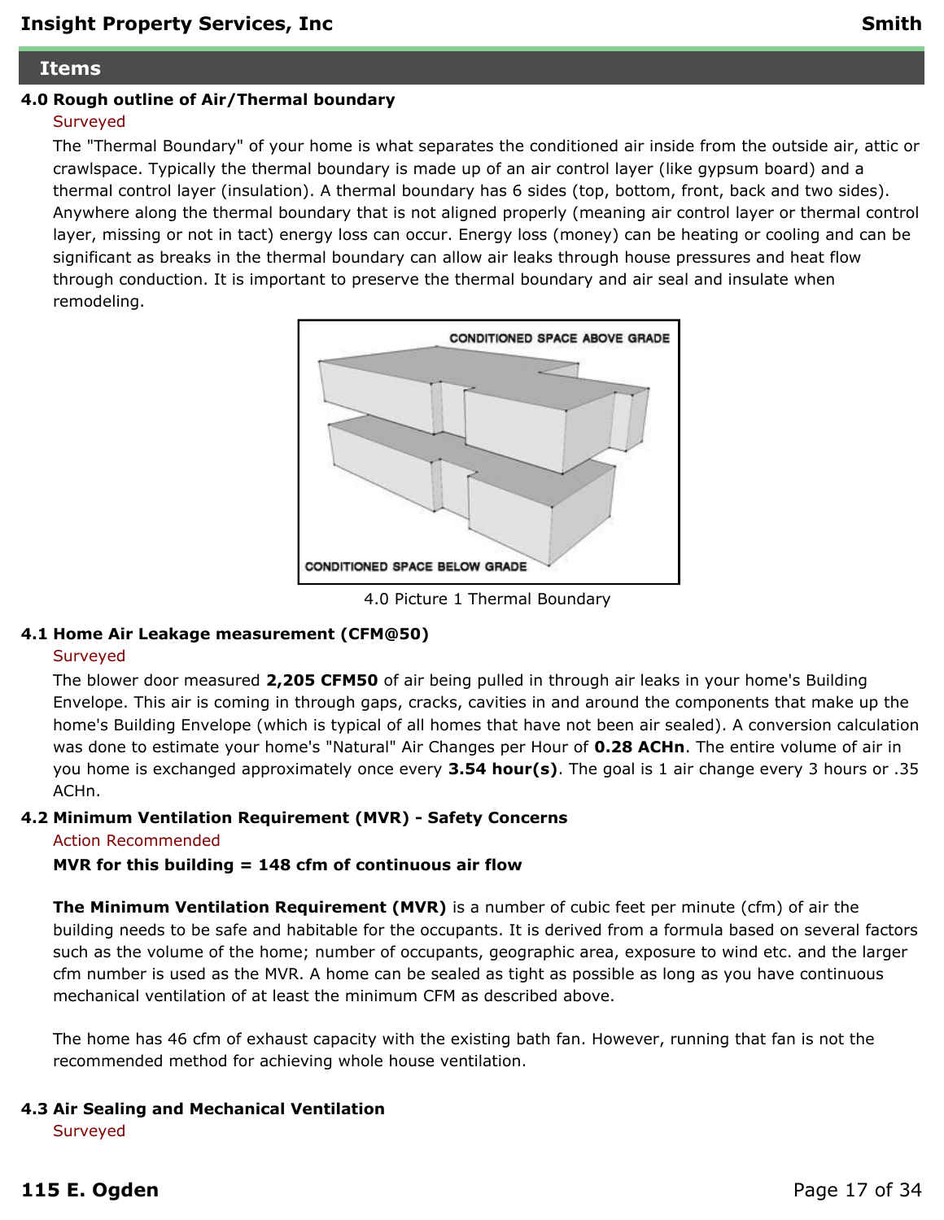## Items

### 4.0 Rough outline of Air/Thermal boundary

Surveyed

The "Thermal Boundary" of your home is what separates the conditioned air inside from the outside air, attic or crawlspace. Typically the thermal boundary is made up of an air control layer (like gypsum board) and a thermal control layer (insulation). A thermal boundary has 6 sides (top, bottom, front, back and two sides). Anywhere along the thermal boundary that is not aligned properly (meaning air control layer or thermal control layer, missing or not in tact) energy loss can occur. Energy loss (money) can be heating or cooling and can be significant as breaks in the thermal boundary can allow air leaks through house pressures and heat flow through conduction. It is important to preserve the thermal boundary and air seal and insulate when remodeling.

4.0 Picture 1 Thermal Boundary

### 4.1 Home Air Leakage measurement (CFM@50)

Surveyed

The blower door measured **2,205 CFM50** of air being pulled in through air leaks in your home's Building Envelope. This air is coming in through gaps, cracks, cavities in and around the components that make up the home's Building Envelope (which is typical of all homes that have not been air sealed). A conversion calculation was done to estimate your home's "Natural" Air Changes per Hour of **0.28 ACHn**. The entire volume of air in you home is exchanged approximately once every **3.54 hour(s)**. The goal is 1 air change every 3 hours or .35 ACHn.

### 4.2 Minimum Ventilation Requirement (MVR) - Safety Concerns

Action Recommended

**MVR for this building = 148 cfm of continuous air flow**

**The Minimum Ventilation Requirement (MVR)** is a number of cubic feet per minute (cfm) of air the building needs to be safe and habitable for the occupants. It is derived from a formula based on several factors such as the volume of the home; number of occupants, geographic area, exposure to wind etc. and the larger cfm number is used as the MVR. A home can be sealed as tight as possible as long as you have continuous mechanical ventilation of at least the minimum CFM as described above.

The home has 46 cfm of exhaust capacity with the existing bath fan. However, running that fan is not the recommended method for achieving whole house ventilation.

### 4.3 Air Sealing and Mechanical Ventilation

Surveyed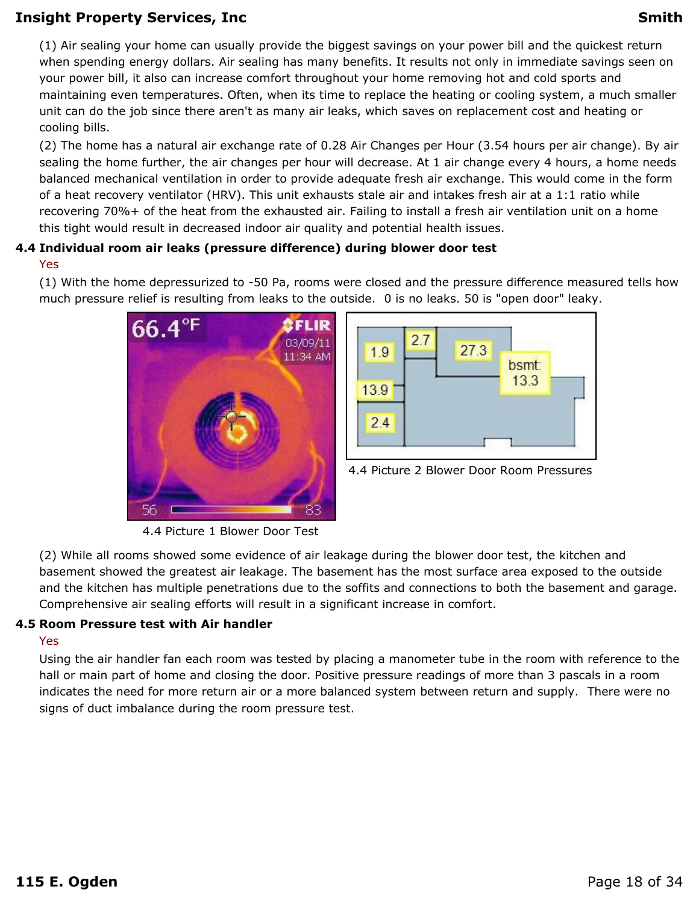(1) Air sealing your home can usually provide the biggest savings on your power bill and the quickest return when spending energy dollars. Air sealing has many benefits. It results not only in immediate savings seen on your power bill, it also can increase comfort throughout your home removing hot and cold sports and maintaining even temperatures. Often, when its time to replace the heating or cooling system, a much smaller unit can do the job since there aren't as many air leaks, which saves on replacement cost and heating or cooling bills.

(2) The home has a natural air exchange rate of 0.28 Air Changes per Hour (3.54 hours per air change). By air sealing the home further, the air changes per hour will decrease. At 1 air change every 4 hours, a home needs balanced mechanical ventilation in order to provide adequate fresh air exchange. This would come in the form of a heat recovery ventilator (HRV). This unit exhausts stale air and intakes fresh air at a 1:1 ratio while recovering 70%+ of the heat from the exhausted air. Failing to install a fresh air ventilation unit on a home this tight would result in decreased indoor air quality and potential health issues.

**4.4 Individual room air leaks (pressure difference) during blower door test**

Yes

(1) With the home depressurized to -50 Pa, rooms were closed and the pressure difference measured tells how much pressure relief is resulting from leaks to the outside. 0 is no leaks. 50 is "open door" leaky.

4.4 Picture 1 Blower Door Test

4.4 Picture 2 Blower Door Room Pressures

(2) While all rooms showed some evidence of air leakage during the blower door test, the kitchen and basement showed the greatest air leakage. The basement has the most surface area exposed to the outside and the kitchen has multiple penetrations due to the soffits and connections to both the basement and garage. Comprehensive air sealing efforts will result in a significant increase in comfort.

**4.5 Room Pressure test with Air handler**

Yes

Using the air handler fan each room was tested by placing a manometer tube in the room with reference to the hall or main part of home and closing the door. Positive pressure readings of more than 3 pascals in a room indicates the need for more return air or a more balanced system between return and supply. There were no signs of duct imbalance during the room pressure test.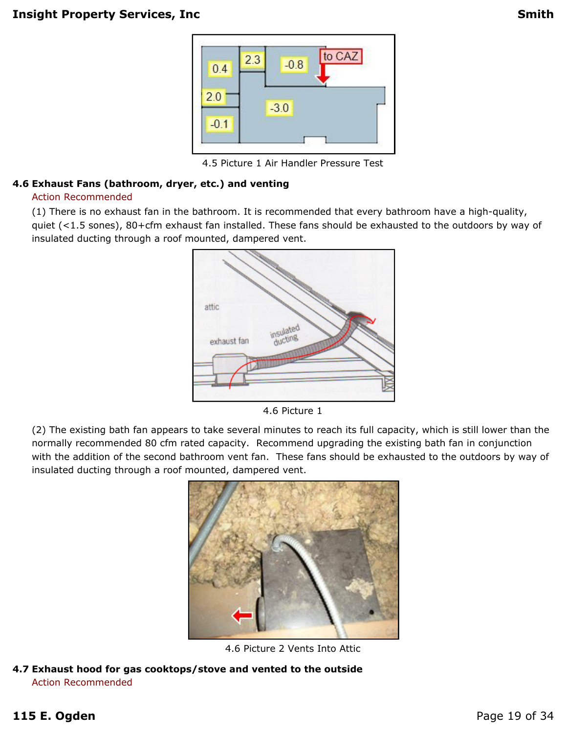4.5 Picture 1 Air Handler Pressure Test

### 4.6 Exhaust Fans (bathroom, dryer, etc.) and venting

Action Recommended

(1) There is no exhaust fan in the bathroom. It is recommended that every bathroom have a high-quality, quiet (<1.5 sones), 80+cfm exhaust fan installed. These fans should be exhausted to the outdoors by way of insulated ducting through a roof mounted, dampered vent.

4.6 Picture 1

(2) The existing bath fan appears to take several minutes to reach its full capacity, which is still lower than the normally recommended 80 cfm rated capacity. Recommend upgrading the existing bath fan in conjunction with the addition of the second bathroom vent fan. These fans should be exhausted to the outdoors by way of insulated ducting through a roof mounted, dampered vent.

4.6 Picture 2 Vents Into Attic

### 4.7 Exhaust hood for gas cooktops/stove and vented to the outside

Action Recommended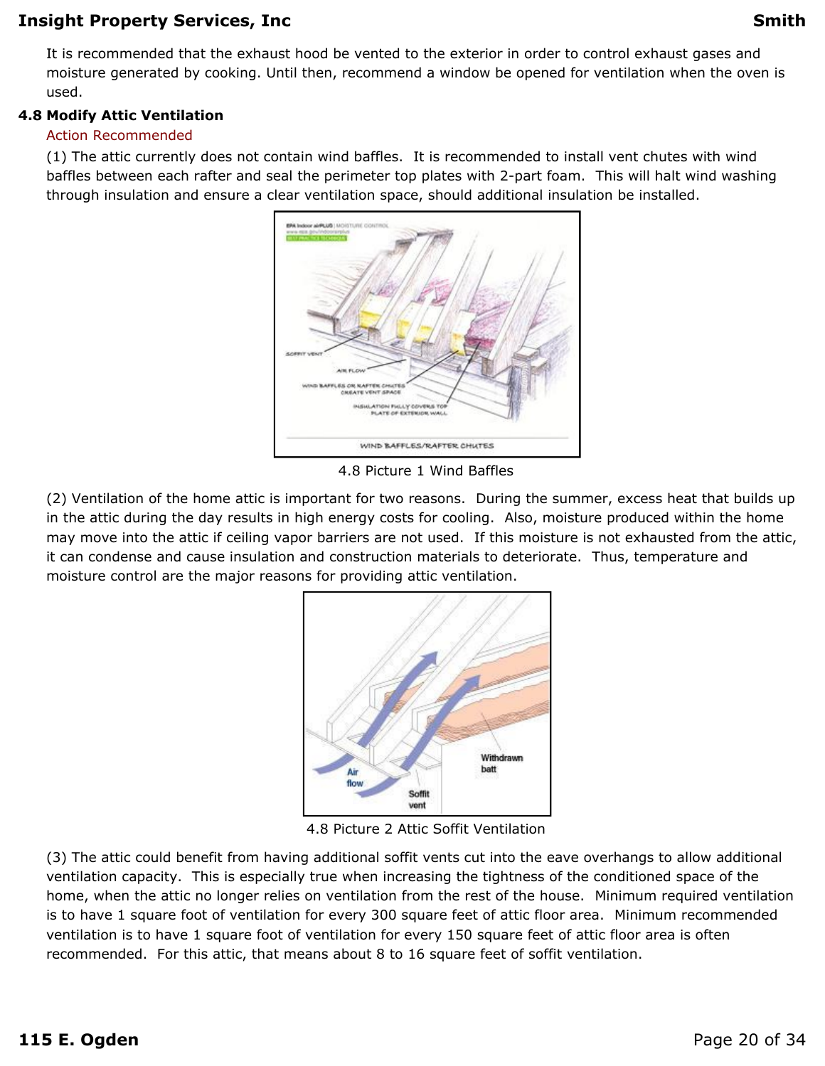It is recommended that the exhaust hood be vented to the exterior in order to control exhaust gases and moisture generated by cooking. Until then, recommend a window be opened for ventilation when the oven is used.

**4.8 Modify Attic Ventilation**

Action Recommended

(1) The attic currently does not contain wind baffles. It is recommended to install vent chutes with wind baffles between each rafter and seal the perimeter top plates with 2-part foam. This will halt wind washing through insulation and ensure a clear ventilation space, should additional insulation be installed.

4.8 Picture 1 Wind Baffles

(2) Ventilation of the home attic is important for two reasons. During the summer, excess heat that builds up in the attic during the day results in high energy costs for cooling. Also, moisture produced within the home may move into the attic if ceiling vapor barriers are not used. If this moisture is not exhausted from the attic, it can condense and cause insulation and construction materials to deteriorate. Thus, temperature and moisture control are the major reasons for providing attic ventilation.

4.8 Picture 2 Attic Soffit Ventilation

(3) The attic could benefit from having additional soffit vents cut into the eave overhangs to allow additional ventilation capacity. This is especially true when increasing the tightness of the conditioned space of the home, when the attic no longer relies on ventilation from the rest of the house. Minimum required ventilation is to have 1 square foot of ventilation for every 300 square feet of attic floor area. Minimum recommended ventilation is to have 1 square foot of ventilation for every 150 square feet of attic floor area is often recommended. For this attic, that means about 8 to 16 square feet of soffit ventilation.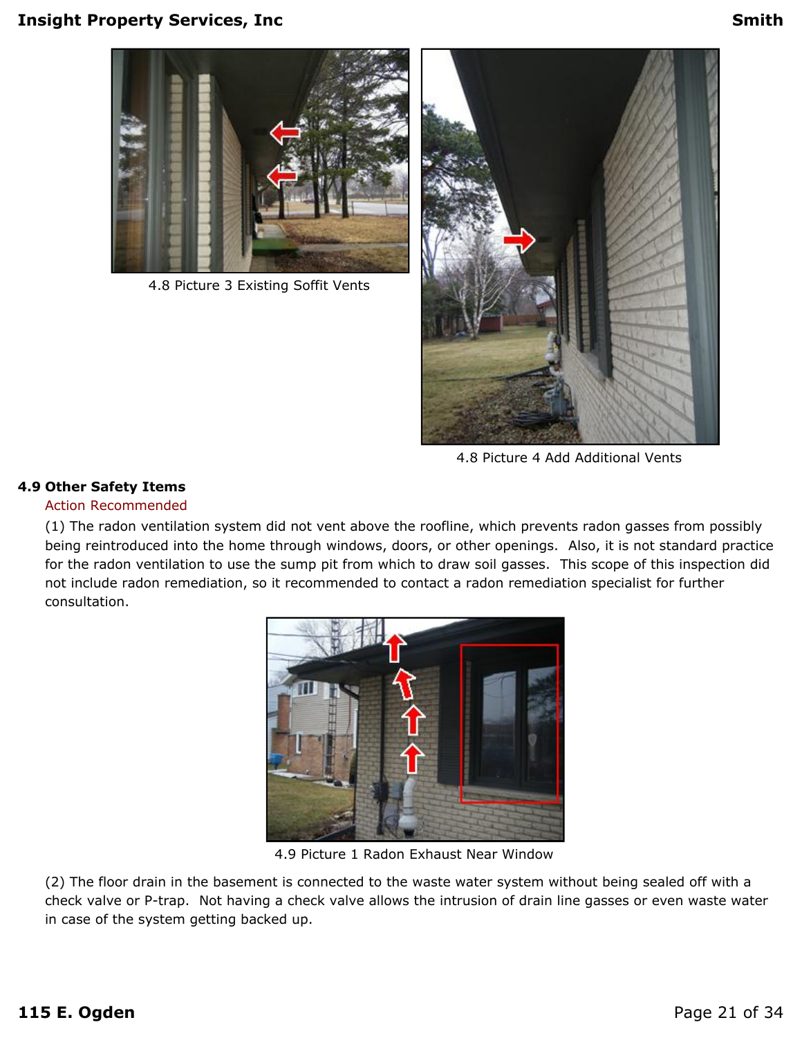4.8 Picture 3 Existing Soffit Vents

4.8 Picture 4 Add Additional Vents

**4.9 Other Safety Items**

Action Recommended

(1) The radon ventilation system did not vent above the roofline, which prevents radon gasses from possibly being reintroduced into the home through windows, doors, or other openings. Also, it is not standard practice for the radon ventilation to use the sump pit from which to draw soil gasses. This scope of this inspection did not include radon remediation, so it recommended to contact a radon remediation specialist for further consultation.

4.9 Picture 1 Radon Exhaust Near Window

(2) The floor drain in the basement is connected to the waste water system without being sealed off with a check valve or P-trap. Not having a check valve allows the intrusion of drain line gasses or even waste water in case of the system getting backed up.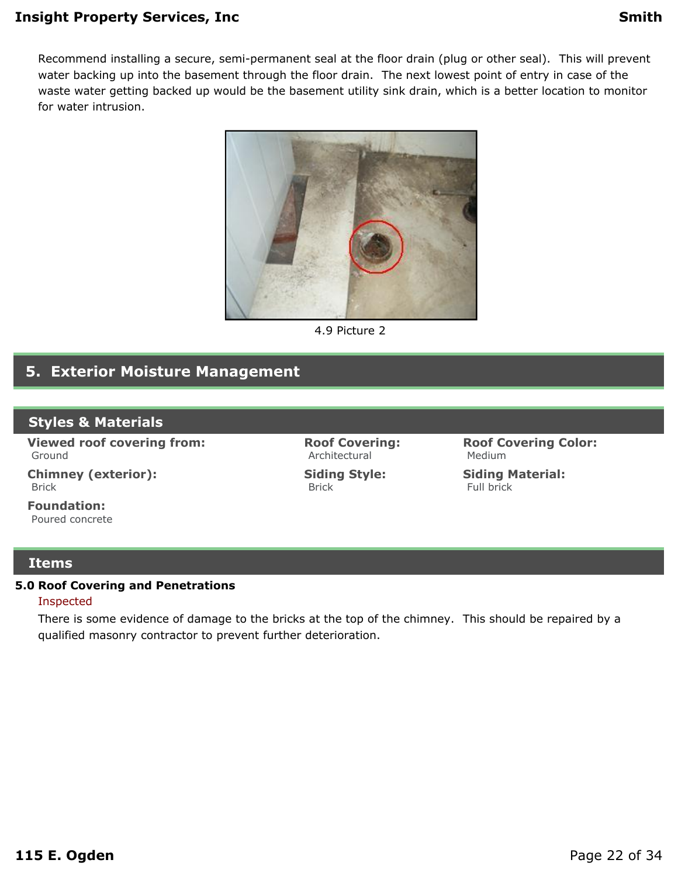Recommend installing a secure, semi-permanent seal at the floor drain (plug or other seal). This will prevent water backing up into the basement through the floor drain. The next lowest point of entry in case of the waste water getting backed up would be the basement utility sink drain, which is a better location to monitor for water intrusion.

4.9 Picture 2

## 5. Exterior Moisture Management

### Styles & Materials

**Viewed roof covering from:**
Ground

**Roof Covering:**
Architectural

**Roof Covering Color:**
Medium

**Chimney (exterior):**
Brick

**Siding Style:**
Brick

**Siding Material:**
Full brick

**Foundation:**
Poured concrete

### Items

**5.0 Roof Covering and Penetrations**

Inspected

There is some evidence of damage to the bricks at the top of the chimney. This should be repaired by a qualified masonry contractor to prevent further deterioration.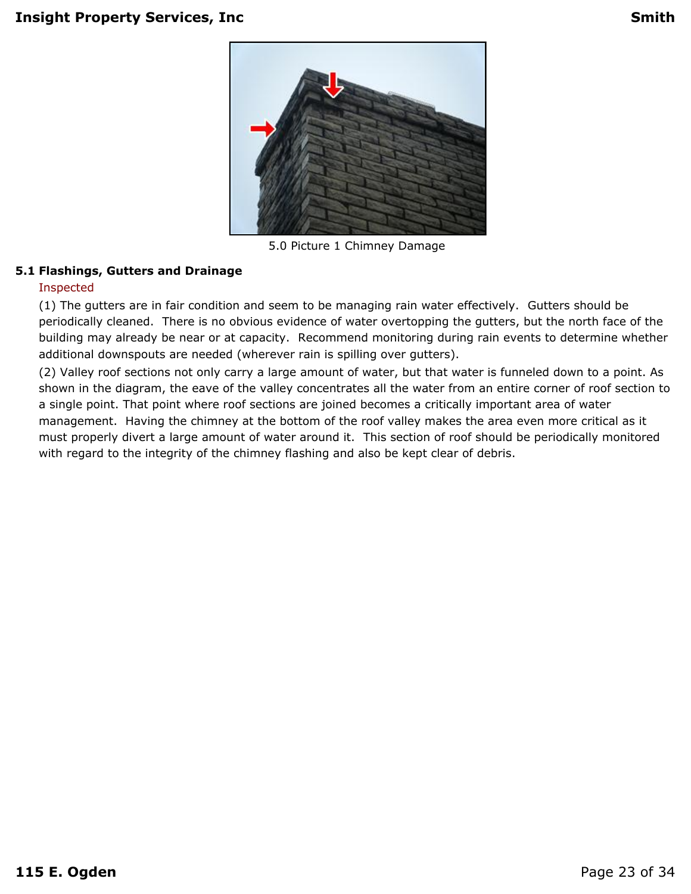5.0 Picture 1 Chimney Damage

**5.1 Flashings, Gutters and Drainage**

Inspected

(1) The gutters are in fair condition and seem to be managing rain water effectively. Gutters should be periodically cleaned. There is no obvious evidence of water overtopping the gutters, but the north face of the building may already be near or at capacity. Recommend monitoring during rain events to determine whether additional downspouts are needed (wherever rain is spilling over gutters).

(2) Valley roof sections not only carry a large amount of water, but that water is funneled down to a point. As shown in the diagram, the eave of the valley concentrates all the water from an entire corner of roof section to a single point. That point where roof sections are joined becomes a critically important area of water management. Having the chimney at the bottom of the roof valley makes the area even more critical as it must properly divert a large amount of water around it. This section of roof should be periodically monitored with regard to the integrity of the chimney flashing and also be kept clear of debris.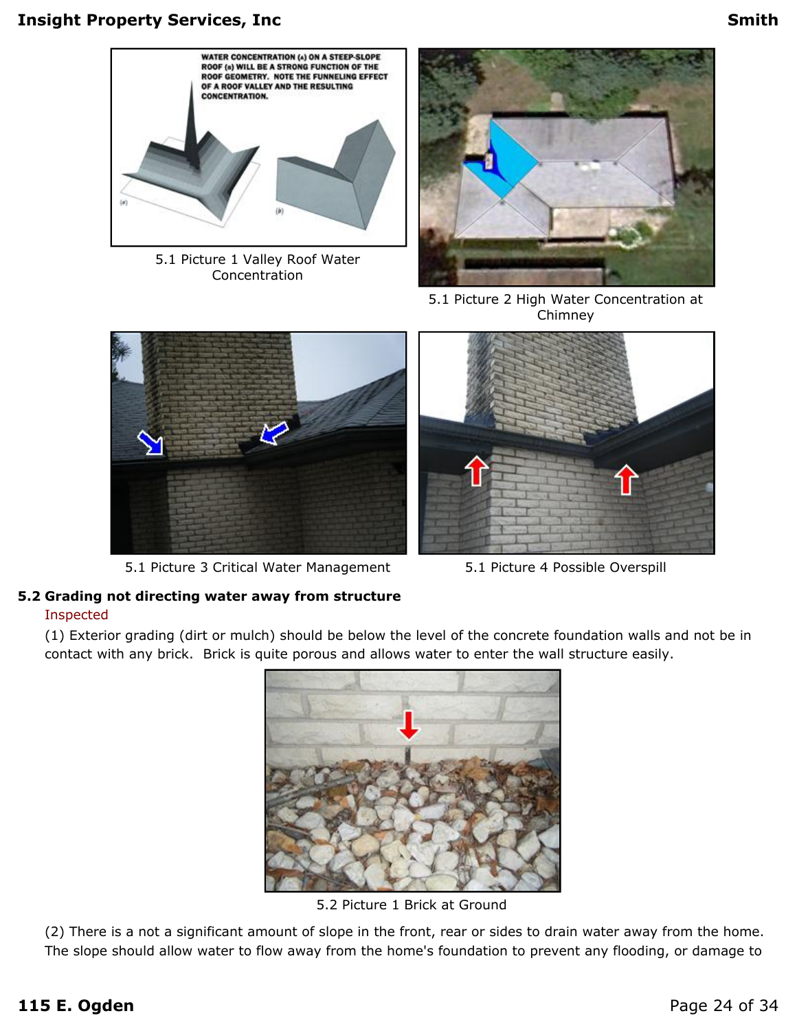5.1 Picture 1 Valley Roof Water Concentration

5.1 Picture 2 High Water Concentration at Chimney

5.1 Picture 3 Critical Water Management

5.1 Picture 4 Possible Overspill

**5.2 Grading not directing water away from structure**

Inspected

(1) Exterior grading (dirt or mulch) should be below the level of the concrete foundation walls and not be in contact with any brick. Brick is quite porous and allows water to enter the wall structure easily.

5.2 Picture 1 Brick at Ground

(2) There is a not a significant amount of slope in the front, rear or sides to drain water away from the home. The slope should allow water to flow away from the home's foundation to prevent any flooding, or damage to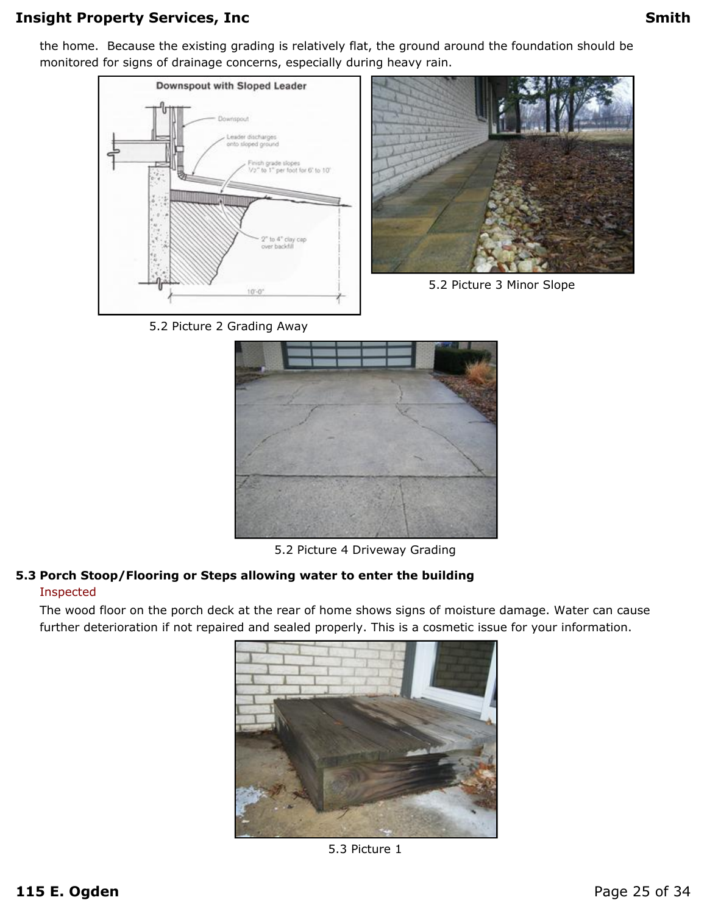the home. Because the existing grading is relatively flat, the ground around the foundation should be monitored for signs of drainage concerns, especially during heavy rain.

5.2 Picture 2 Grading Away

5.2 Picture 3 Minor Slope

5.2 Picture 4 Driveway Grading

**5.3 Porch Stoop/Flooring or Steps allowing water to enter the building**

Inspected

The wood floor on the porch deck at the rear of home shows signs of moisture damage. Water can cause further deterioration if not repaired and sealed properly. This is a cosmetic issue for your information.

5.3 Picture 1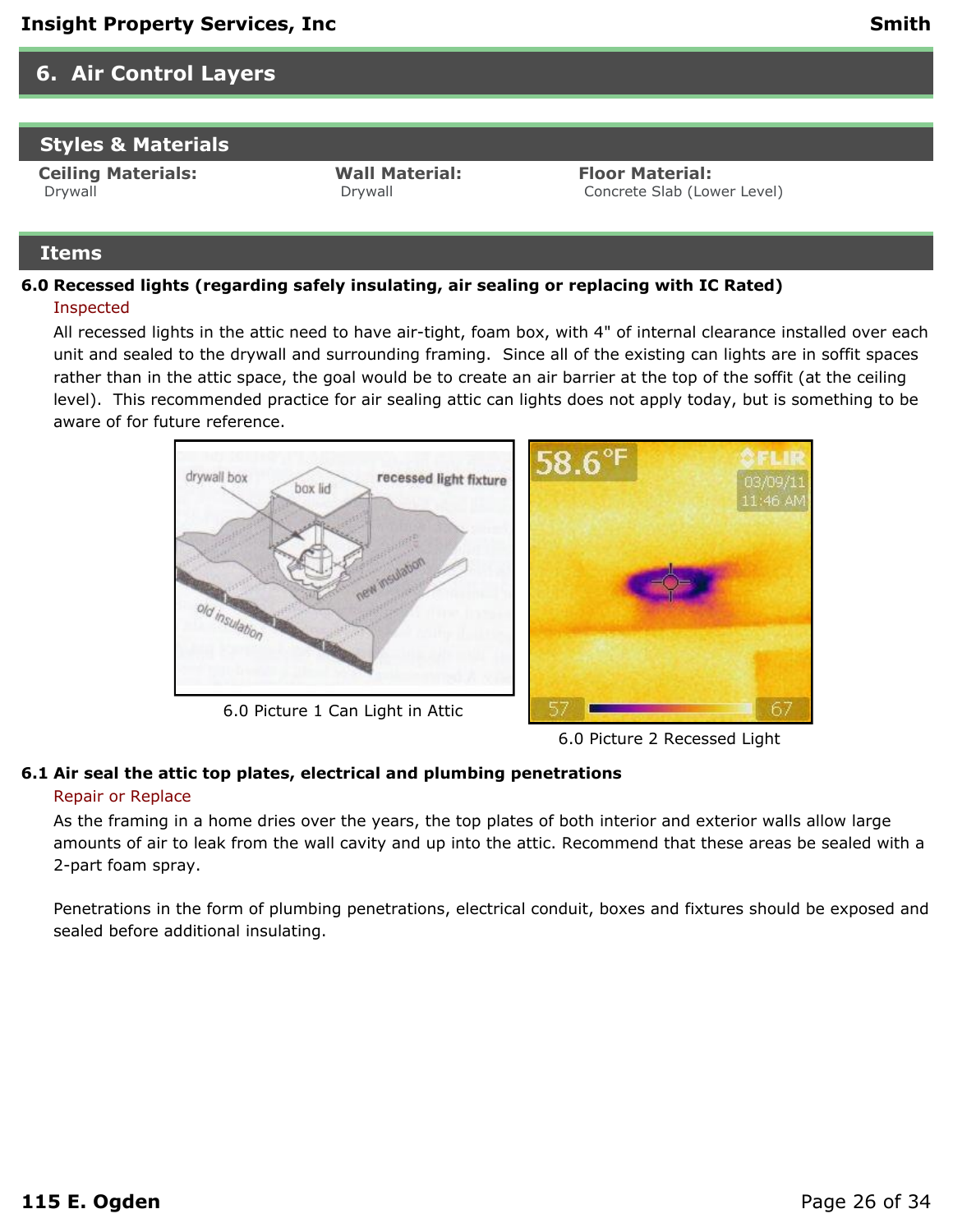# 6. Air Control Layers

## Styles & Materials

**Ceiling Materials:**
Drywall

**Wall Material:**
Drywall

**Floor Material:**
Concrete Slab (Lower Level)

## Items

**6.0 Recessed lights (regarding safely insulating, air sealing or replacing with IC Rated)**

Inspected

All recessed lights in the attic need to have air-tight, foam box, with 4" of internal clearance installed over each unit and sealed to the drywall and surrounding framing. Since all of the existing can lights are in soffit spaces rather than in the attic space, the goal would be to create an air barrier at the top of the soffit (at the ceiling level). This recommended practice for air sealing attic can lights does not apply today, but is something to be aware of for future reference.

6.0 Picture 1 Can Light in Attic

6.0 Picture 2 Recessed Light

**6.1 Air seal the attic top plates, electrical and plumbing penetrations**

Repair or Replace

As the framing in a home dries over the years, the top plates of both interior and exterior walls allow large amounts of air to leak from the wall cavity and up into the attic. Recommend that these areas be sealed with a 2-part foam spray.

Penetrations in the form of plumbing penetrations, electrical conduit, boxes and fixtures should be exposed and sealed before additional insulating.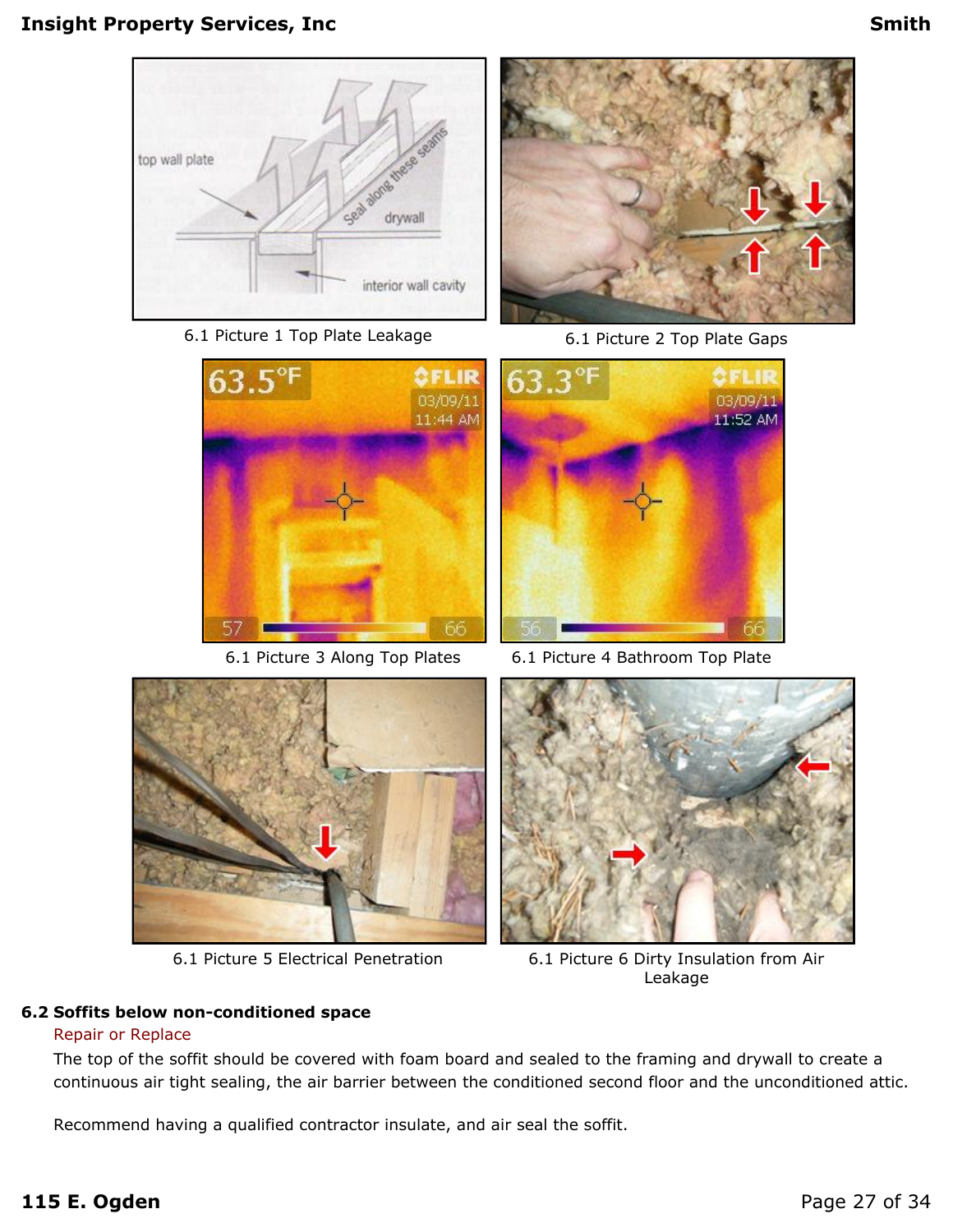6.1 Picture 1 Top Plate Leakage

6.1 Picture 2 Top Plate Gaps

6.1 Picture 3 Along Top Plates

6.1 Picture 4 Bathroom Top Plate

6.1 Picture 5 Electrical Penetration

6.1 Picture 6 Dirty Insulation from Air Leakage

**6.2 Soffits below non-conditioned space**

Repair or Replace

The top of the soffit should be covered with foam board and sealed to the framing and drywall to create a continuous air tight sealing, the air barrier between the conditioned second floor and the unconditioned attic.

Recommend having a qualified contractor insulate, and air seal the soffit.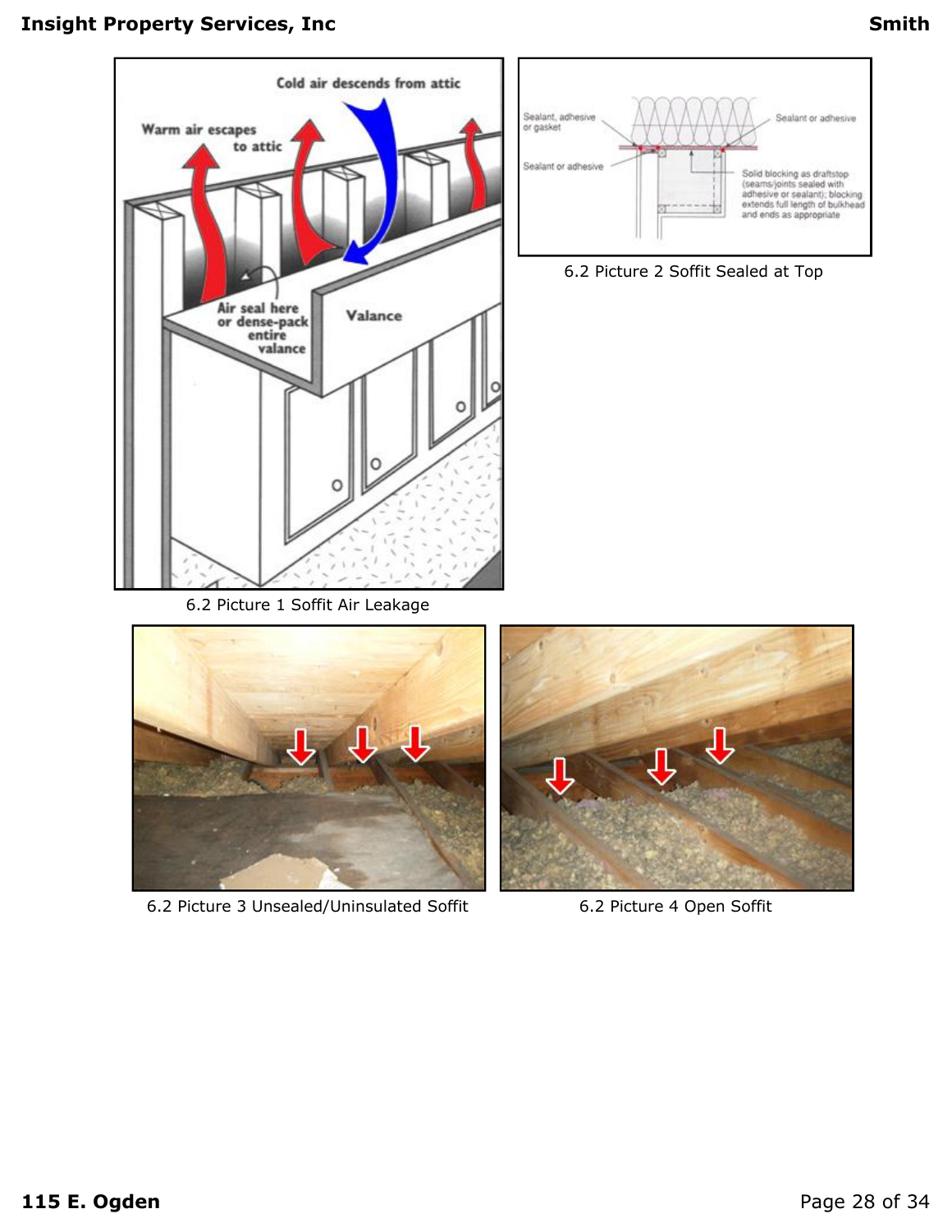6.2 Picture 1 Soffit Air Leakage

6.2 Picture 2 Soffit Sealed at Top

6.2 Picture 3 Unsealed/Uninsulated Soffit

6.2 Picture 4 Open Soffit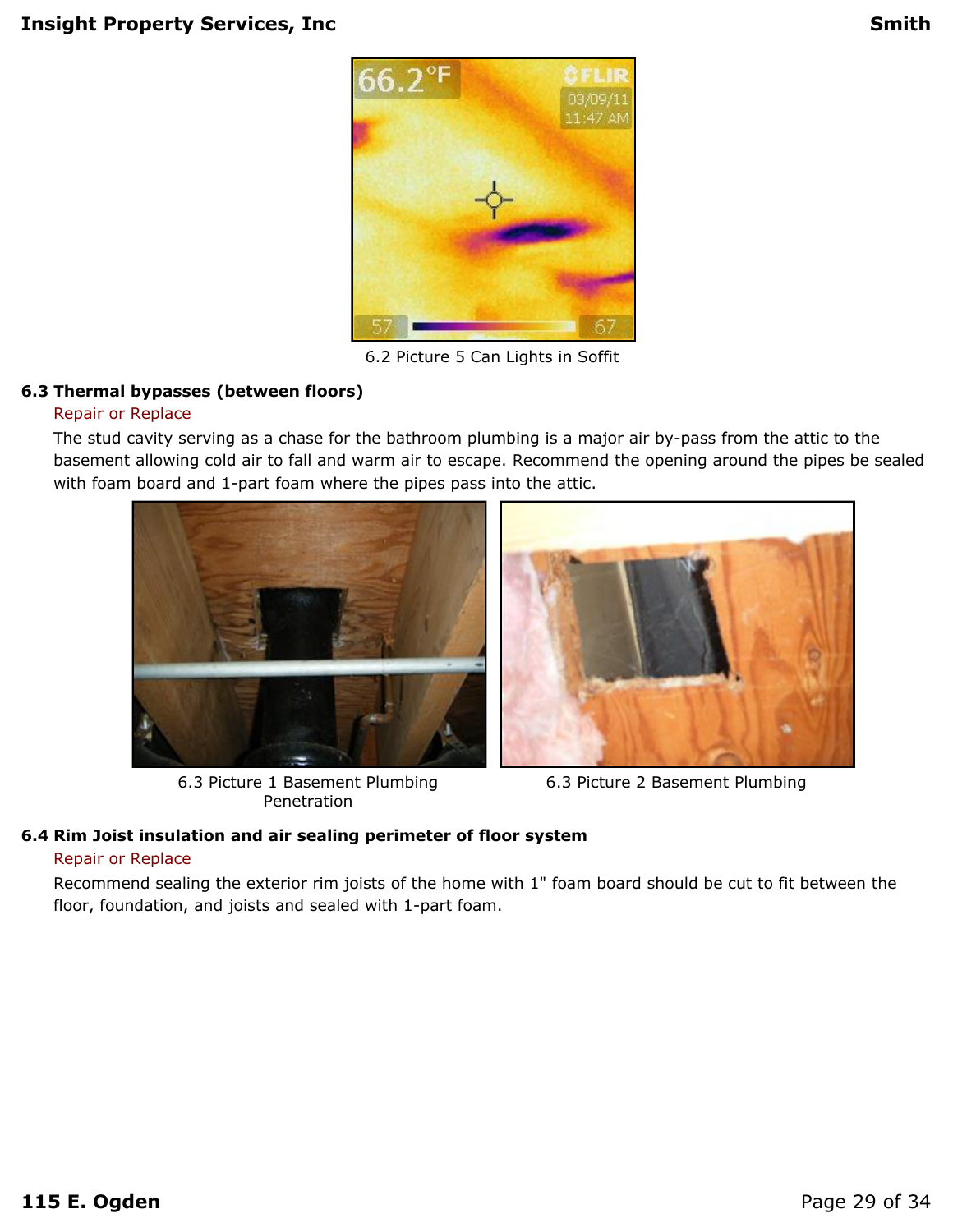6.2 Picture 5 Can Lights in Soffit

### 6.3 Thermal bypasses (between floors)

Repair or Replace

The stud cavity serving as a chase for the bathroom plumbing is a major air by-pass from the attic to the basement allowing cold air to fall and warm air to escape. Recommend the opening around the pipes be sealed with foam board and 1-part foam where the pipes pass into the attic.

6.3 Picture 1 Basement Plumbing Penetration

6.3 Picture 2 Basement Plumbing

### 6.4 Rim Joist insulation and air sealing perimeter of floor system

Repair or Replace

Recommend sealing the exterior rim joists of the home with 1" foam board should be cut to fit between the floor, foundation, and joists and sealed with 1-part foam.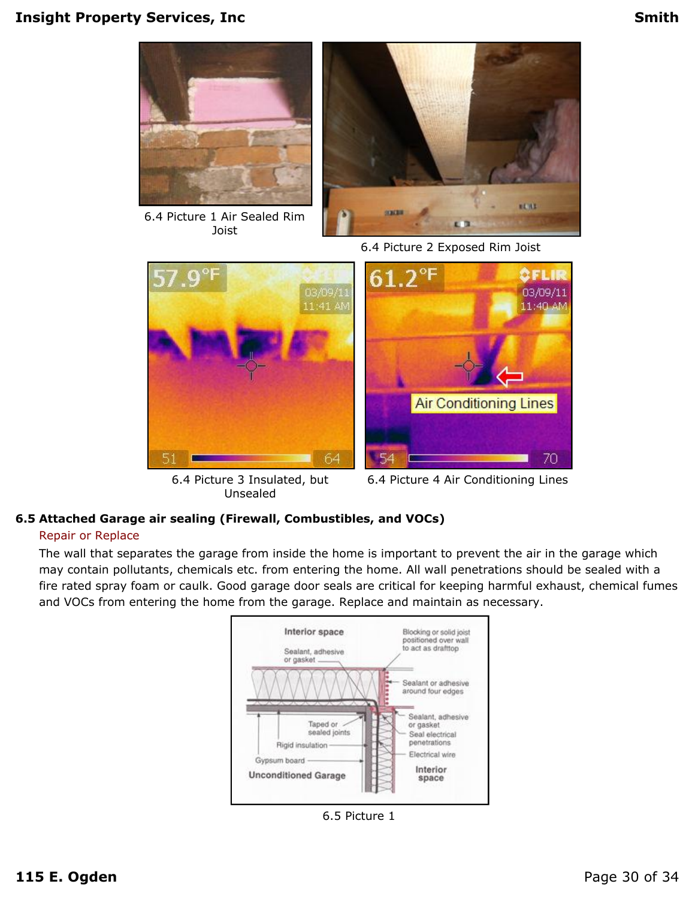6.4 Picture 1 Air Sealed Rim Joist

6.4 Picture 2 Exposed Rim Joist

6.4 Picture 3 Insulated, but Unsealed

6.4 Picture 4 Air Conditioning Lines

**6.5 Attached Garage air sealing (Firewall, Combustibles, and VOCs)**

Repair or Replace

The wall that separates the garage from inside the home is important to prevent the air in the garage which may contain pollutants, chemicals etc. from entering the home. All wall penetrations should be sealed with a fire rated spray foam or caulk. Good garage door seals are critical for keeping harmful exhaust, chemical fumes and VOCs from entering the home from the garage. Replace and maintain as necessary.

6.5 Picture 1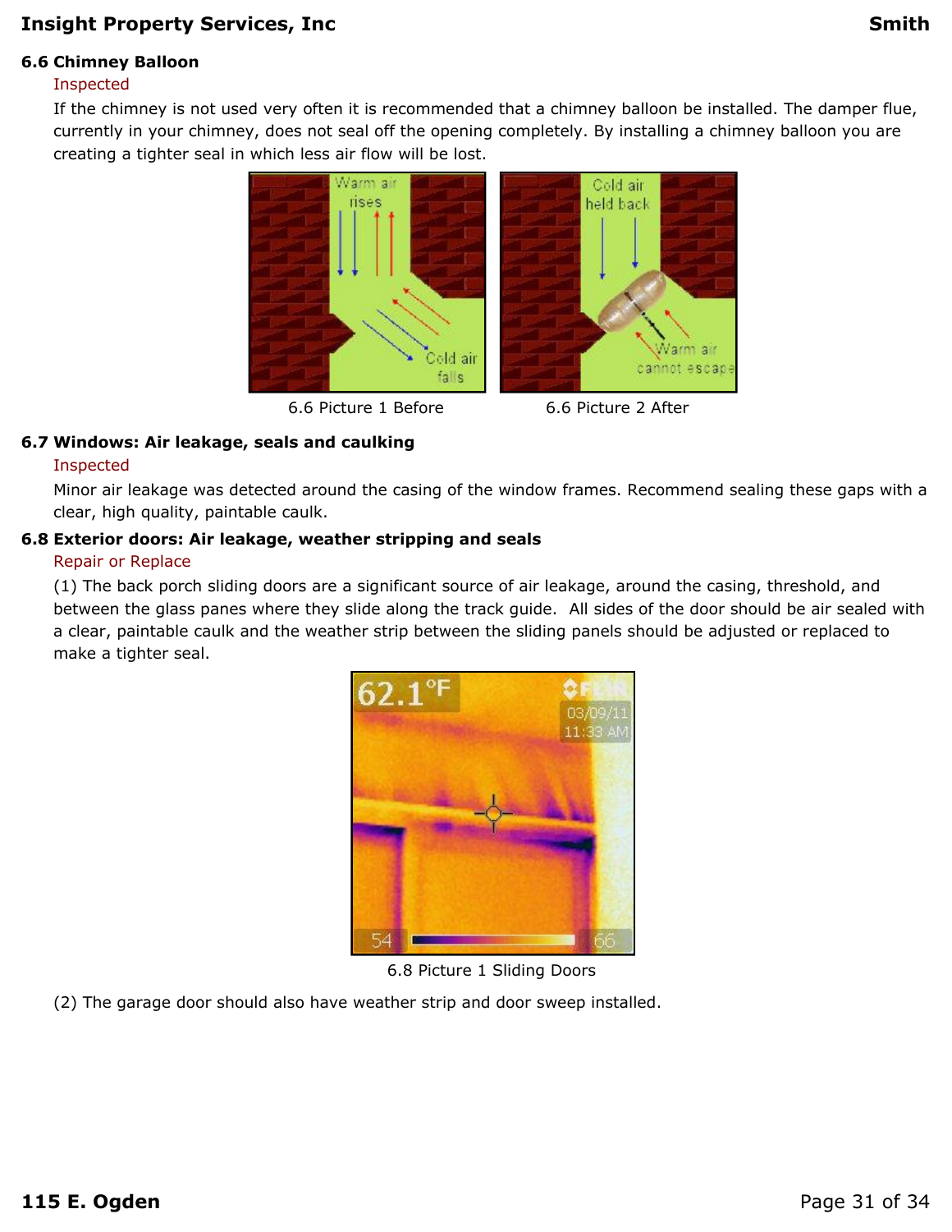### 6.6 Chimney Balloon

Inspected

If the chimney is not used very often it is recommended that a chimney balloon be installed. The damper flue, currently in your chimney, does not seal off the opening completely. By installing a chimney balloon you are creating a tighter seal in which less air flow will be lost.

6.6 Picture 1 Before

6.6 Picture 2 After

### 6.7 Windows: Air leakage, seals and caulking

Inspected

Minor air leakage was detected around the casing of the window frames. Recommend sealing these gaps with a clear, high quality, paintable caulk.

### 6.8 Exterior doors: Air leakage, weather stripping and seals

Repair or Replace

(1) The back porch sliding doors are a significant source of air leakage, around the casing, threshold, and between the glass panes where they slide along the track guide. All sides of the door should be air sealed with a clear, paintable caulk and the weather strip between the sliding panels should be adjusted or replaced to make a tighter seal.

6.8 Picture 1 Sliding Doors

(2) The garage door should also have weather strip and door sweep installed.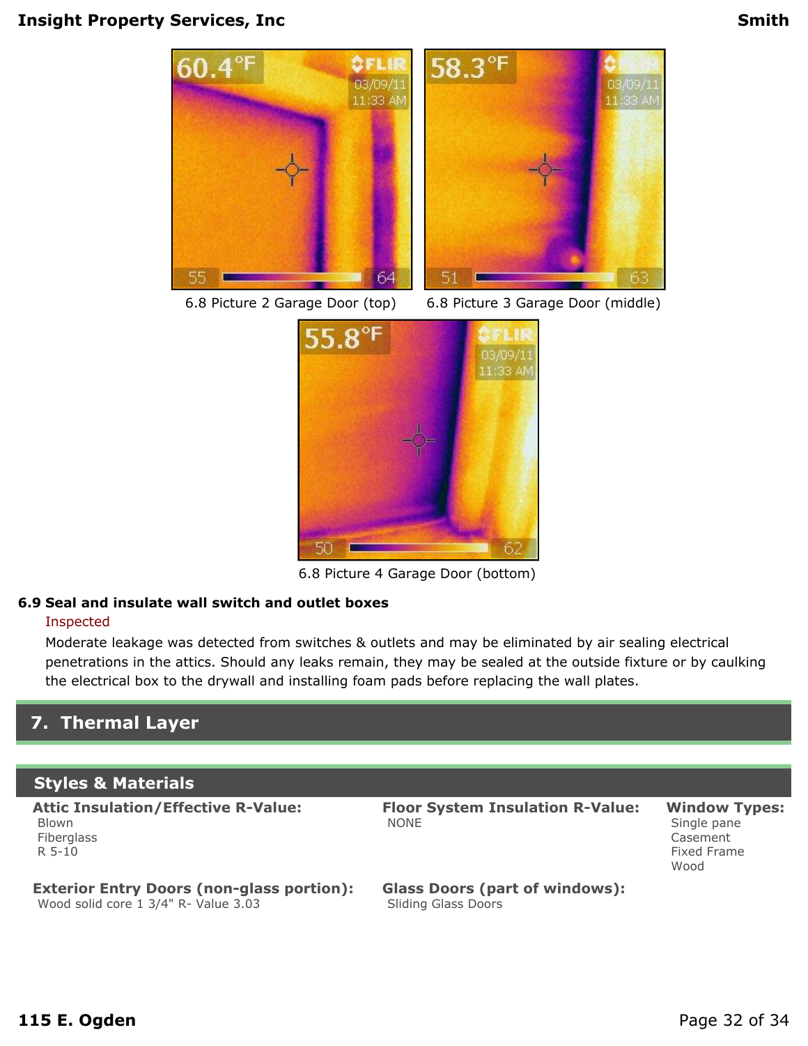6.8 Picture 2 Garage Door (top)

6.8 Picture 3 Garage Door (middle)

6.8 Picture 4 Garage Door (bottom)

**6.9 Seal and insulate wall switch and outlet boxes**

Inspected

Moderate leakage was detected from switches & outlets and may be eliminated by air sealing electrical penetrations in the attics. Should any leaks remain, they may be sealed at the outside fixture or by caulking the electrical box to the drywall and installing foam pads before replacing the wall plates.

## 7. Thermal Layer

### Styles & Materials

**Attic Insulation/Effective R-Value:**
Blown
Fiberglass
R 5-10

**Floor System Insulation R-Value:**
NONE

**Window Types:**
Single pane
Casement
Fixed Frame
Wood

**Exterior Entry Doors (non-glass portion):**
Wood solid core 1 3/4" R- Value 3.03

**Glass Doors (part of windows):**
Sliding Glass Doors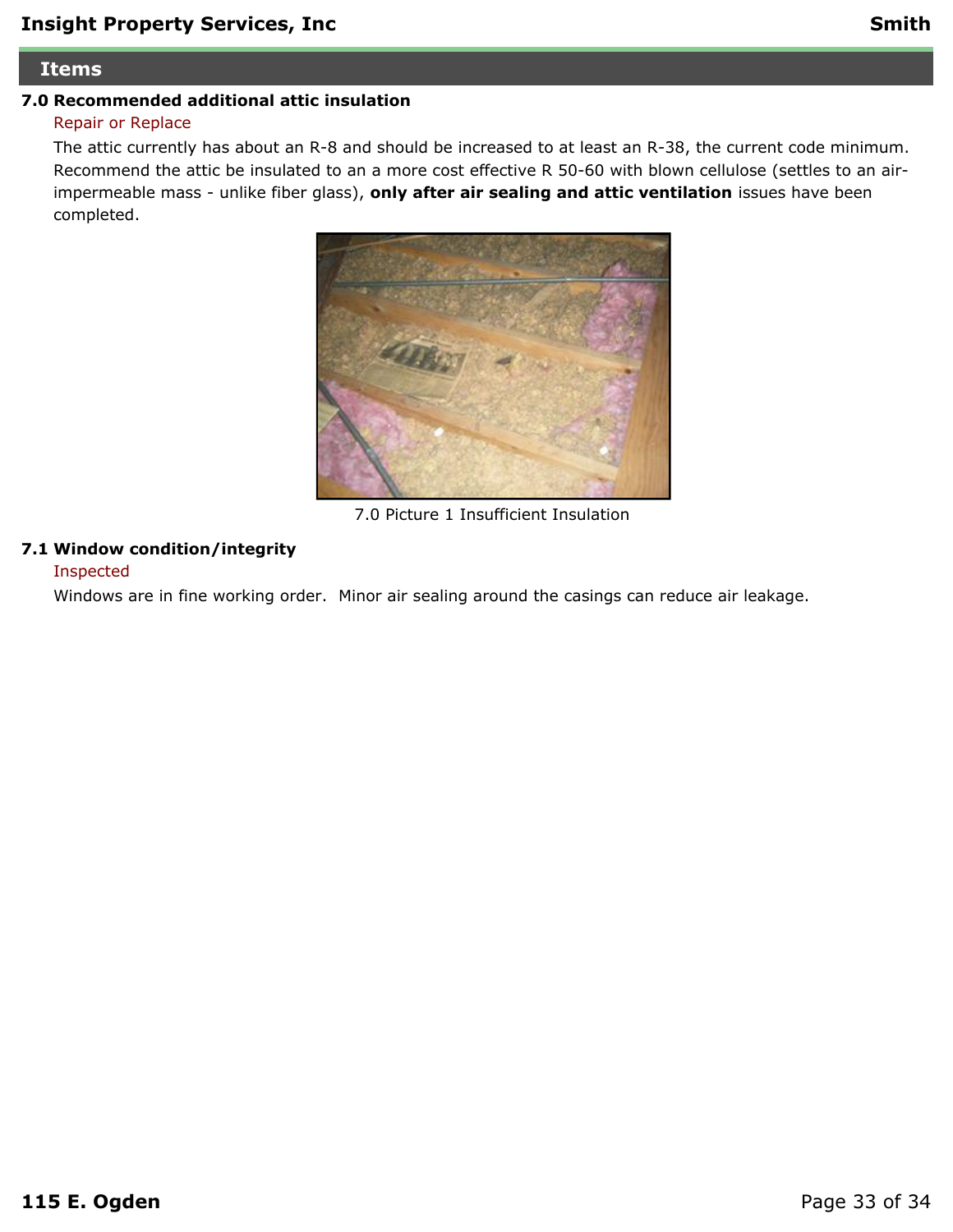## Items

### 7.0 Recommended additional attic insulation

Repair or Replace

The attic currently has about an R-8 and should be increased to at least an R-38, the current code minimum. Recommend the attic be insulated to an a more cost effective R 50-60 with blown cellulose (settles to an air-impermeable mass - unlike fiber glass), **only after air sealing and attic ventilation** issues have been completed.

7.0 Picture 1 Insufficient Insulation

### 7.1 Window condition/integrity

Inspected

Windows are in fine working order. Minor air sealing around the casings can reduce air leakage.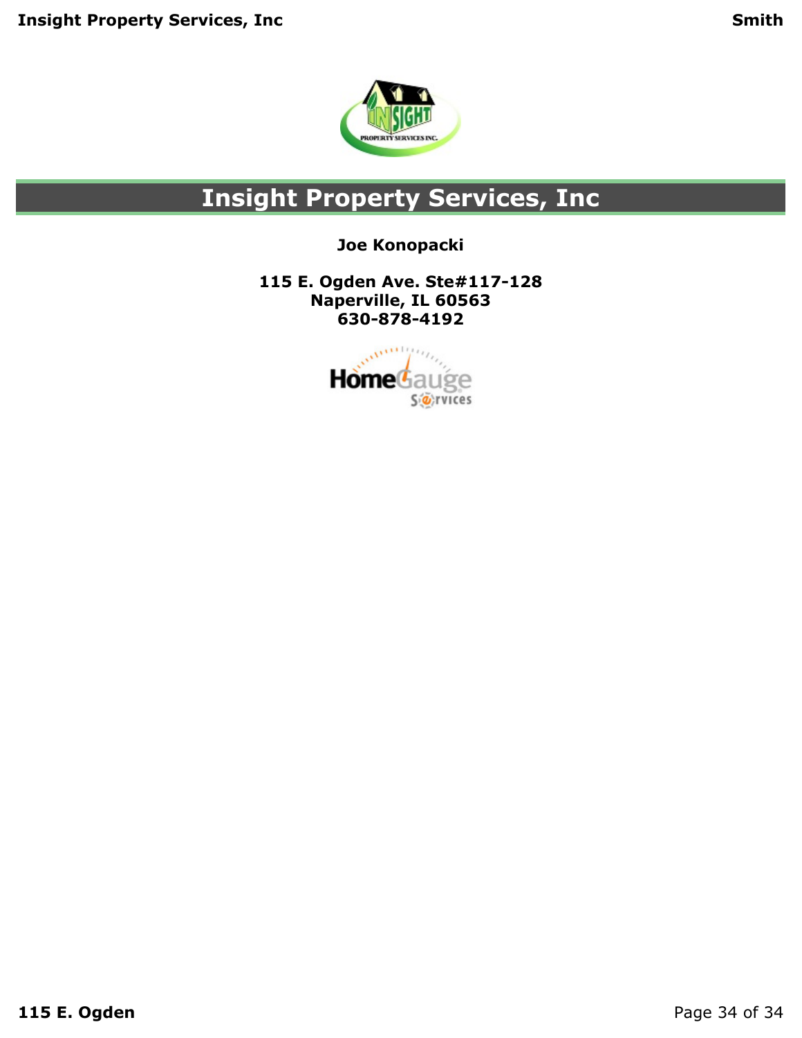# Insight Property Services, Inc

**Joe Konopacki**

**115 E. Ogden Ave. Ste#117-128**
**Naperville, IL 60563**
**630-878-4192**